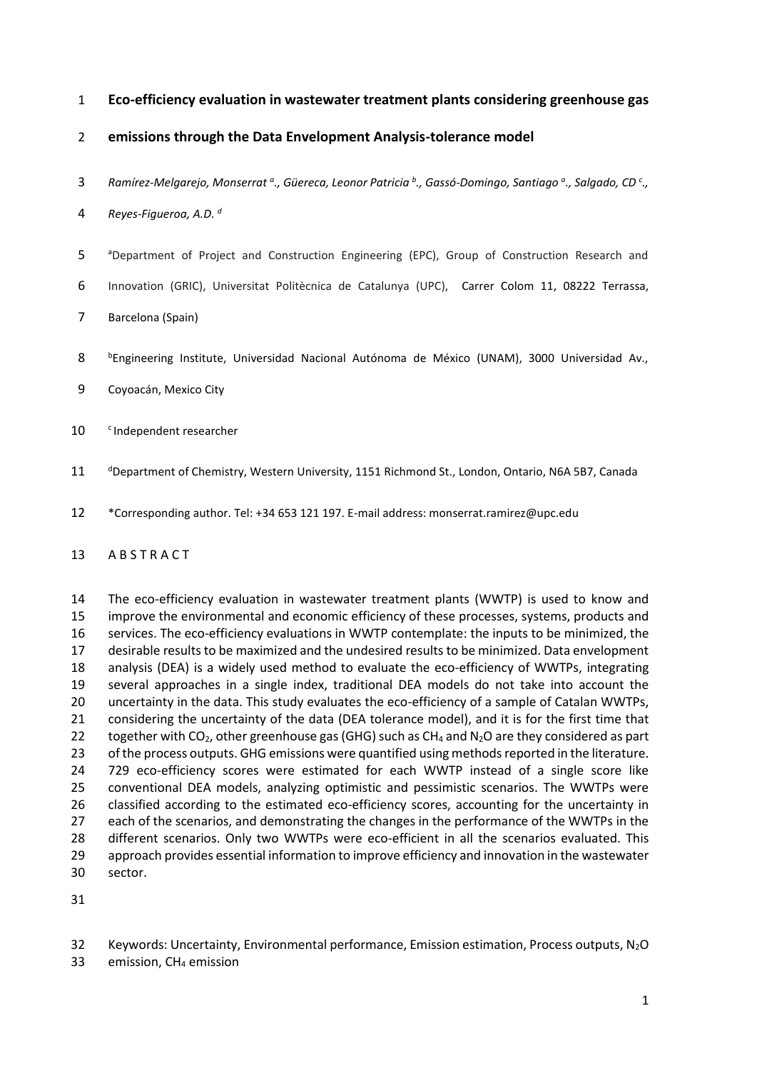# Eco-efficiency evaluation in wastewater treatment plants considering greenhouse gas emissions through the Data Envelopment Analysis-tolerance model

*Ramírez-Melgarejo, Monserrat [a]., Güereca, Leonor Patricia [b]., Gassó-Domingo, Santiago [a]., Salgado, CD [c]., Reyes-Figueroa, A.D. [d]*

[a]Department of Project and Construction Engineering (EPC), Group of Construction Research and Innovation (GRIC), Universitat Politècnica de Catalunya (UPC), Carrer Colom 11, 08222 Terrassa, Barcelona (Spain)

[b]Engineering Institute, Universidad Nacional Autónoma de México (UNAM), 3000 Universidad Av., Coyoacán, Mexico City

[c] Independent researcher

[d]Department of Chemistry, Western University, 1151 Richmond St., London, Ontario, N6A 5B7, Canada

*Corresponding author. Tel: +34 653 121 197. E-mail address: monserrat.ramirez@upc.edu

## A B S T R A C T

The eco-efficiency evaluation in wastewater treatment plants (WWTP) is used to know and improve the environmental and economic efficiency of these processes, systems, products and services. The eco-efficiency evaluations in WWTP contemplate: the inputs to be minimized, the desirable results to be maximized and the undesired results to be minimized. Data envelopment analysis (DEA) is a widely used method to evaluate the eco-efficiency of WWTPs, integrating several approaches in a single index, traditional DEA models do not take into account the uncertainty in the data. This study evaluates the eco-efficiency of a sample of Catalan WWTPs, considering the uncertainty of the data (DEA tolerance model), and it is for the first time that together with $CO_2$, other greenhouse gas (GHG) such as $CH_4$ and $N_2O$ are they considered as part of the process outputs. GHG emissions were quantified using methods reported in the literature. 729 eco-efficiency scores were estimated for each WWTP instead of a single score like conventional DEA models, analyzing optimistic and pessimistic scenarios. The WWTPs were classified according to the estimated eco-efficiency scores, accounting for the uncertainty in each of the scenarios, and demonstrating the changes in the performance of the WWTPs in the different scenarios. Only two WWTPs were eco-efficient in all the scenarios evaluated. This approach provides essential information to improve efficiency and innovation in the wastewater sector.

Keywords: Uncertainty, Environmental performance, Emission estimation, Process outputs, $N_2O$ emission, $CH_4$ emission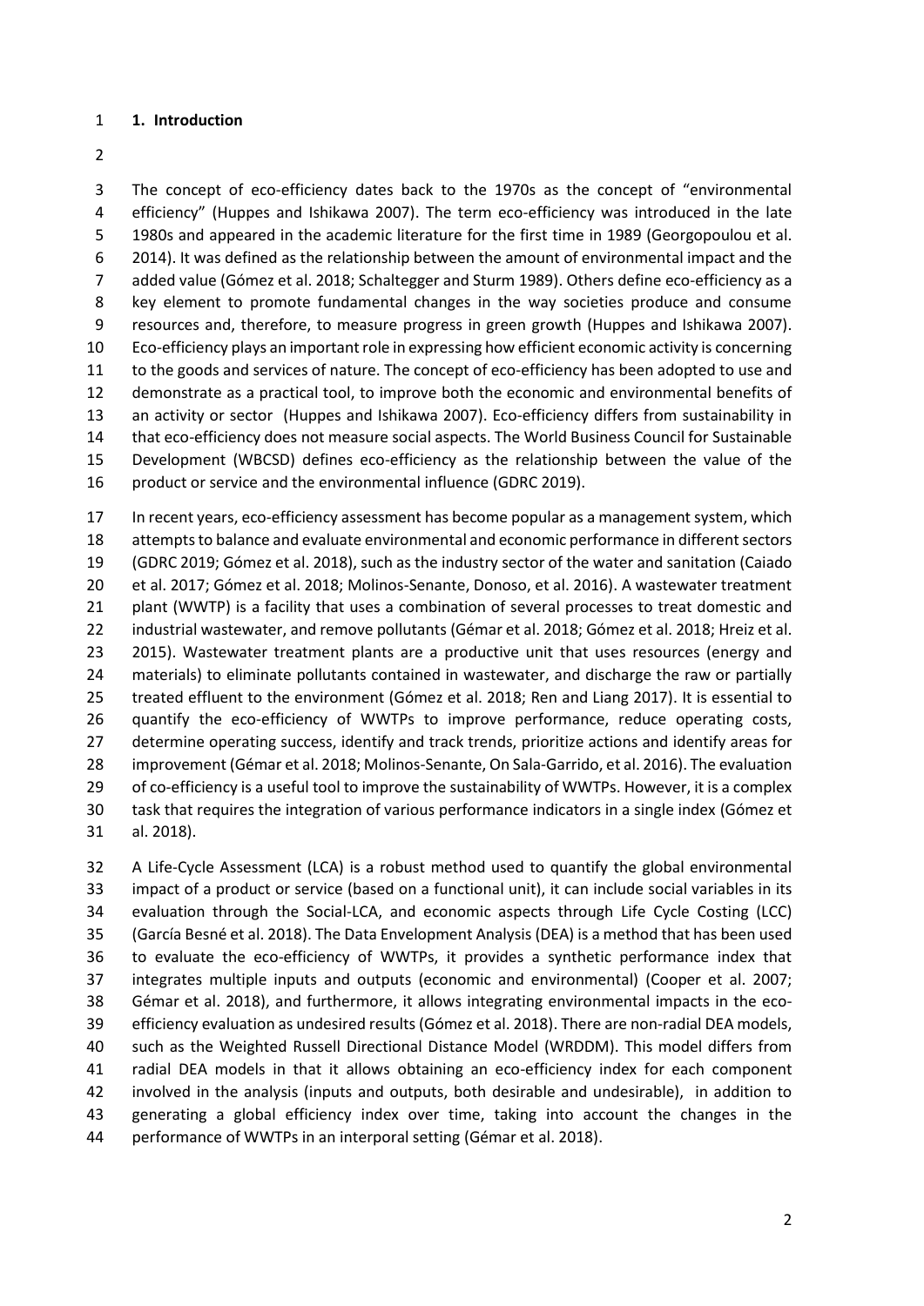## 1. Introduction

The concept of eco-efficiency dates back to the 1970s as the concept of "environmental efficiency" (Huppes and Ishikawa 2007). The term eco-efficiency was introduced in the late 1980s and appeared in the academic literature for the first time in 1989 (Georgopoulou et al. 2014). It was defined as the relationship between the amount of environmental impact and the added value (Gómez et al. 2018; Schaltegger and Sturm 1989). Others define eco-efficiency as a key element to promote fundamental changes in the way societies produce and consume resources and, therefore, to measure progress in green growth (Huppes and Ishikawa 2007). Eco-efficiency plays an important role in expressing how efficient economic activity is concerning to the goods and services of nature. The concept of eco-efficiency has been adopted to use and demonstrate as a practical tool, to improve both the economic and environmental benefits of an activity or sector (Huppes and Ishikawa 2007). Eco-efficiency differs from sustainability in that eco-efficiency does not measure social aspects. The World Business Council for Sustainable Development (WBCSD) defines eco-efficiency as the relationship between the value of the product or service and the environmental influence (GDRC 2019).

In recent years, eco-efficiency assessment has become popular as a management system, which attempts to balance and evaluate environmental and economic performance in different sectors (GDRC 2019; Gómez et al. 2018), such as the industry sector of the water and sanitation (Caiado et al. 2017; Gómez et al. 2018; Molinos-Senante, Donoso, et al. 2016). A wastewater treatment plant (WWTP) is a facility that uses a combination of several processes to treat domestic and industrial wastewater, and remove pollutants (Gémar et al. 2018; Gómez et al. 2018; Hreiz et al. 2015). Wastewater treatment plants are a productive unit that uses resources (energy and materials) to eliminate pollutants contained in wastewater, and discharge the raw or partially treated effluent to the environment (Gómez et al. 2018; Ren and Liang 2017). It is essential to quantify the eco-efficiency of WWTPs to improve performance, reduce operating costs, determine operating success, identify and track trends, prioritize actions and identify areas for improvement (Gémar et al. 2018; Molinos-Senante, On Sala-Garrido, et al. 2016). The evaluation of co-efficiency is a useful tool to improve the sustainability of WWTPs. However, it is a complex task that requires the integration of various performance indicators in a single index (Gómez et al. 2018).

A Life-Cycle Assessment (LCA) is a robust method used to quantify the global environmental impact of a product or service (based on a functional unit), it can include social variables in its evaluation through the Social-LCA, and economic aspects through Life Cycle Costing (LCC) (García Besné et al. 2018). The Data Envelopment Analysis (DEA) is a method that has been used to evaluate the eco-efficiency of WWTPs, it provides a synthetic performance index that integrates multiple inputs and outputs (economic and environmental) (Cooper et al. 2007; Gémar et al. 2018), and furthermore, it allows integrating environmental impacts in the eco-efficiency evaluation as undesired results (Gómez et al. 2018). There are non-radial DEA models, such as the Weighted Russell Directional Distance Model (WRDDM). This model differs from radial DEA models in that it allows obtaining an eco-efficiency index for each component involved in the analysis (inputs and outputs, both desirable and undesirable), in addition to generating a global efficiency index over time, taking into account the changes in the performance of WWTPs in an interporal setting (Gémar et al. 2018).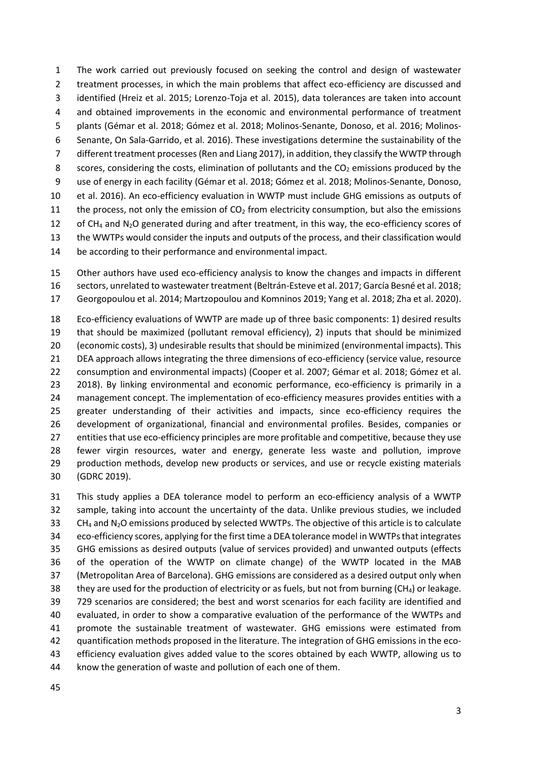The work carried out previously focused on seeking the control and design of wastewater treatment processes, in which the main problems that affect eco-efficiency are discussed and identified (Hreiz et al. 2015; Lorenzo-Toja et al. 2015), data tolerances are taken into account and obtained improvements in the economic and environmental performance of treatment plants (Gémar et al. 2018; Gómez et al. 2018; Molinos-Senante, Donoso, et al. 2016; Molinos-Senante, On Sala-Garrido, et al. 2016). These investigations determine the sustainability of the different treatment processes (Ren and Liang 2017), in addition, they classify the WWTP through scores, considering the costs, elimination of pollutants and the $CO_2$ emissions produced by the use of energy in each facility (Gémar et al. 2018; Gómez et al. 2018; Molinos-Senante, Donoso, et al. 2016). An eco-efficiency evaluation in WWTP must include GHG emissions as outputs of the process, not only the emission of $CO_2$ from electricity consumption, but also the emissions of $CH_4$ and $N_2O$ generated during and after treatment, in this way, the eco-efficiency scores of the WWTPs would consider the inputs and outputs of the process, and their classification would be according to their performance and environmental impact.

Other authors have used eco-efficiency analysis to know the changes and impacts in different sectors, unrelated to wastewater treatment (Beltrán-Esteve et al. 2017; García Besné et al. 2018; Georgopoulou et al. 2014; Martzopoulou and Komninos 2019; Yang et al. 2018; Zha et al. 2020).

Eco-efficiency evaluations of WWTP are made up of three basic components: 1) desired results that should be maximized (pollutant removal efficiency), 2) inputs that should be minimized (economic costs), 3) undesirable results that should be minimized (environmental impacts). This DEA approach allows integrating the three dimensions of eco-efficiency (service value, resource consumption and environmental impacts) (Cooper et al. 2007; Gémar et al. 2018; Gómez et al. 2018). By linking environmental and economic performance, eco-efficiency is primarily in a management concept. The implementation of eco-efficiency measures provides entities with a greater understanding of their activities and impacts, since eco-efficiency requires the development of organizational, financial and environmental profiles. Besides, companies or entities that use eco-efficiency principles are more profitable and competitive, because they use fewer virgin resources, water and energy, generate less waste and pollution, improve production methods, develop new products or services, and use or recycle existing materials (GDRC 2019).

This study applies a DEA tolerance model to perform an eco-efficiency analysis of a WWTP sample, taking into account the uncertainty of the data. Unlike previous studies, we included $CH_4$ and $N_2O$ emissions produced by selected WWTPs. The objective of this article is to calculate eco-efficiency scores, applying for the first time a DEA tolerance model in WWTPs that integrates GHG emissions as desired outputs (value of services provided) and unwanted outputs (effects of the operation of the WWTP on climate change) of the WWTP located in the MAB (Metropolitan Area of Barcelona). GHG emissions are considered as a desired output only when they are used for the production of electricity or as fuels, but not from burning ($CH_4$) or leakage. 729 scenarios are considered; the best and worst scenarios for each facility are identified and evaluated, in order to show a comparative evaluation of the performance of the WWTPs and promote the sustainable treatment of wastewater. GHG emissions were estimated from quantification methods proposed in the literature. The integration of GHG emissions in the eco-efficiency evaluation gives added value to the scores obtained by each WWTP, allowing us to know the generation of waste and pollution of each one of them.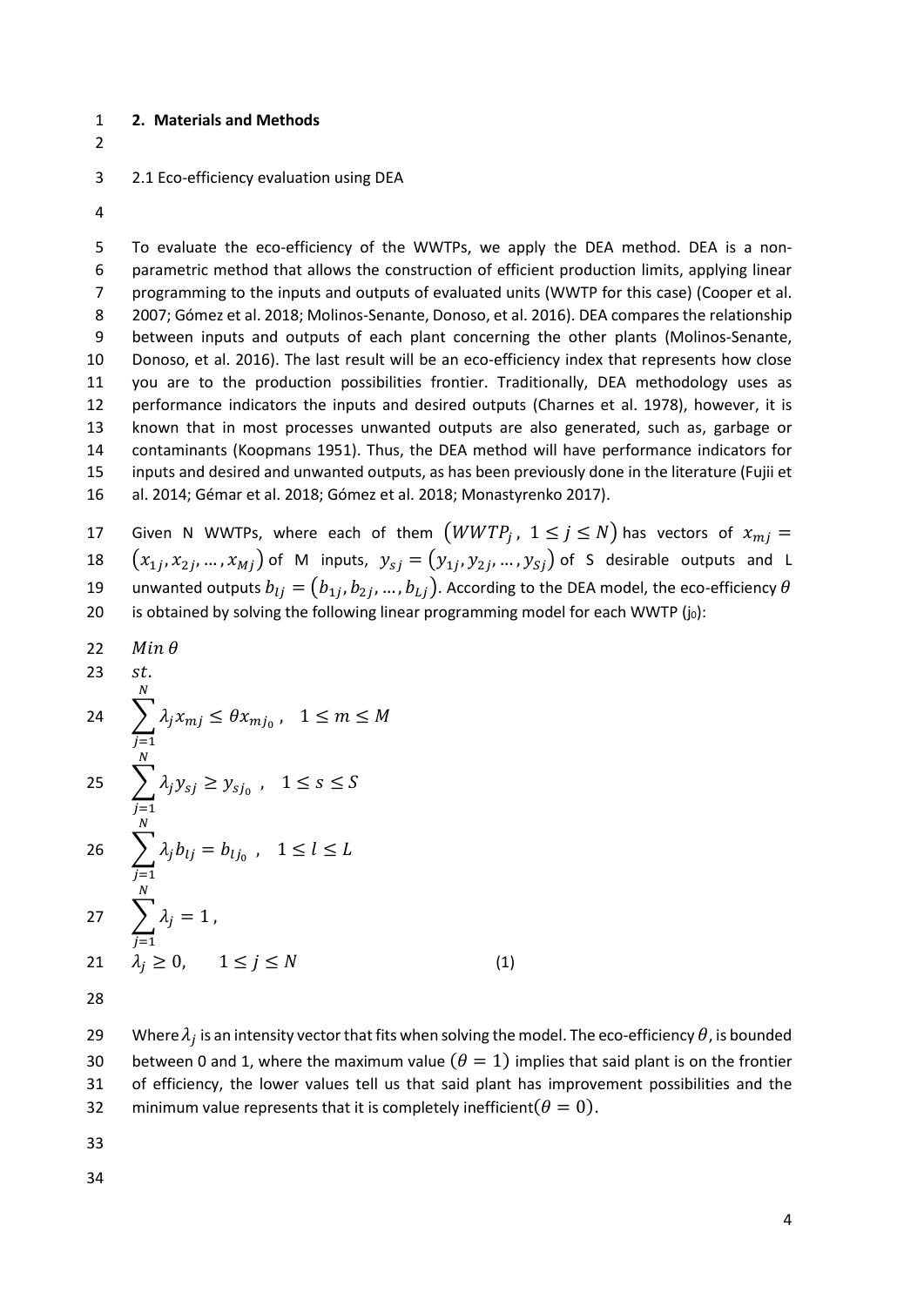## 2. Materials and Methods

### 2.1 Eco-efficiency evaluation using DEA

To evaluate the eco-efficiency of the WWTPs, we apply the DEA method. DEA is a non-parametric method that allows the construction of efficient production limits, applying linear programming to the inputs and outputs of evaluated units (WWTP for this case) (Cooper et al. 2007; Gómez et al. 2018; Molinos-Senante, Donoso, et al. 2016). DEA compares the relationship between inputs and outputs of each plant concerning the other plants (Molinos-Senante, Donoso, et al. 2016). The last result will be an eco-efficiency index that represents how close you are to the production possibilities frontier. Traditionally, DEA methodology uses as performance indicators the inputs and desired outputs (Charnes et al. 1978), however, it is known that in most processes unwanted outputs are also generated, such as, garbage or contaminants (Koopmans 1951). Thus, the DEA method will have performance indicators for inputs and desired and unwanted outputs, as has been previously done in the literature (Fujii et al. 2014; Gémar et al. 2018; Gómez et al. 2018; Monastyrenko 2017).

Given N WWTPs, where each of them $(WWTP_j,\ 1 \le j \le N)$ has vectors of $x_{mj} = (x_{1j}, x_{2j}, \dots, x_{Mj})$ of M inputs, $y_{sj} = (y_{1j}, y_{2j}, \dots, y_{Sj})$ of S desirable outputs and L unwanted outputs $b_{lj} = (b_{1j}, b_{2j}, \dots, b_{Lj})$. According to the DEA model, the eco-efficiency $\theta$ is obtained by solving the following linear programming model for each WWTP ($j_0$):

$$
\begin{aligned}
& Min\ \theta \\
& st. \\
& \sum_{j=1}^{N} \lambda_j x_{mj} \le \theta x_{mj_0}, \quad 1 \le m \le M \\
& \sum_{j=1}^{N} \lambda_j y_{sj} \ge y_{sj_0}, \quad 1 \le s \le S \\
& \sum_{j=1}^{N} \lambda_j b_{lj} = b_{lj_0}, \quad 1 \le l \le L \\
& \sum_{j=1}^{N} \lambda_j = 1, \\
& \lambda_j \ge 0, \qquad 1 \le j \le N \qquad\qquad (1)
\end{aligned}
$$

Where $\lambda_j$ is an intensity vector that fits when solving the model. The eco-efficiency $\theta$, is bounded between 0 and 1, where the maximum value $(\theta = 1)$ implies that said plant is on the frontier of efficiency, the lower values tell us that said plant has improvement possibilities and the minimum value represents that it is completely inefficient$(\theta = 0)$.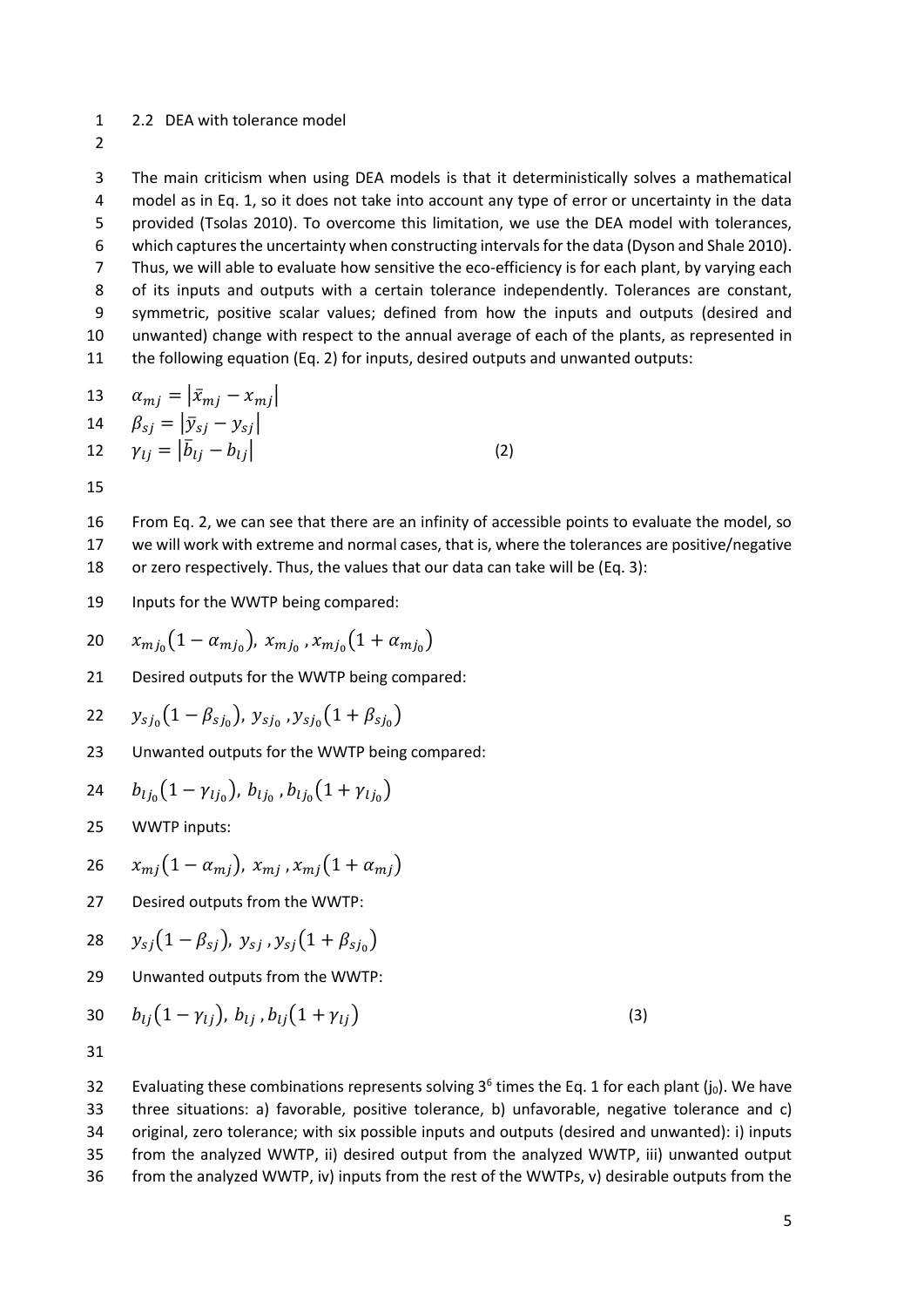## 2.2 DEA with tolerance model

The main criticism when using DEA models is that it deterministically solves a mathematical model as in Eq. 1, so it does not take into account any type of error or uncertainty in the data provided (Tsolas 2010). To overcome this limitation, we use the DEA model with tolerances, which captures the uncertainty when constructing intervals for the data (Dyson and Shale 2010). Thus, we will able to evaluate how sensitive the eco-efficiency is for each plant, by varying each of its inputs and outputs with a certain tolerance independently. Tolerances are constant, symmetric, positive scalar values; defined from how the inputs and outputs (desired and unwanted) change with respect to the annual average of each of the plants, as represented in the following equation (Eq. 2) for inputs, desired outputs and unwanted outputs:

$$
\begin{aligned}
\alpha_{mj} &= \left|\bar{x}_{mj} - x_{mj}\right| \\
\beta_{sj} &= \left|\bar{y}_{sj} - y_{sj}\right| \\
\gamma_{lj} &= \left|\bar{b}_{lj} - b_{lj}\right|
\end{aligned} \tag{2}
$$

From Eq. 2, we can see that there are an infinity of accessible points to evaluate the model, so we will work with extreme and normal cases, that is, where the tolerances are positive/negative or zero respectively. Thus, the values that our data can take will be (Eq. 3):

Inputs for the WWTP being compared:

$$x_{mj_0}\left(1 - \alpha_{mj_0}\right),\ x_{mj_0},\ x_{mj_0}\left(1 + \alpha_{mj_0}\right)$$

Desired outputs for the WWTP being compared:

$$y_{sj_0}\left(1 - \beta_{sj_0}\right),\ y_{sj_0},\ y_{sj_0}\left(1 + \beta_{sj_0}\right)$$

Unwanted outputs for the WWTP being compared:

$$b_{lj_0}\left(1 - \gamma_{lj_0}\right),\ b_{lj_0},\ b_{lj_0}\left(1 + \gamma_{lj_0}\right)$$

WWTP inputs:

$$x_{mj}\left(1 - \alpha_{mj}\right),\ x_{mj},\ x_{mj}\left(1 + \alpha_{mj}\right)$$

Desired outputs from the WWTP:

$$y_{sj}\left(1 - \beta_{sj}\right),\ y_{sj},\ y_{sj}\left(1 + \beta_{sj_0}\right)$$

Unwanted outputs from the WWTP:

$$b_{lj}\left(1 - \gamma_{lj}\right),\ b_{lj},\ b_{lj}\left(1 + \gamma_{lj}\right) \tag{3}$$

Evaluating these combinations represents solving $3^6$ times the Eq. 1 for each plant ($j_0$). We have three situations: a) favorable, positive tolerance, b) unfavorable, negative tolerance and c) original, zero tolerance; with six possible inputs and outputs (desired and unwanted): i) inputs from the analyzed WWTP, ii) desired output from the analyzed WWTP, iii) unwanted output from the analyzed WWTP, iv) inputs from the rest of the WWTPs, v) desirable outputs from the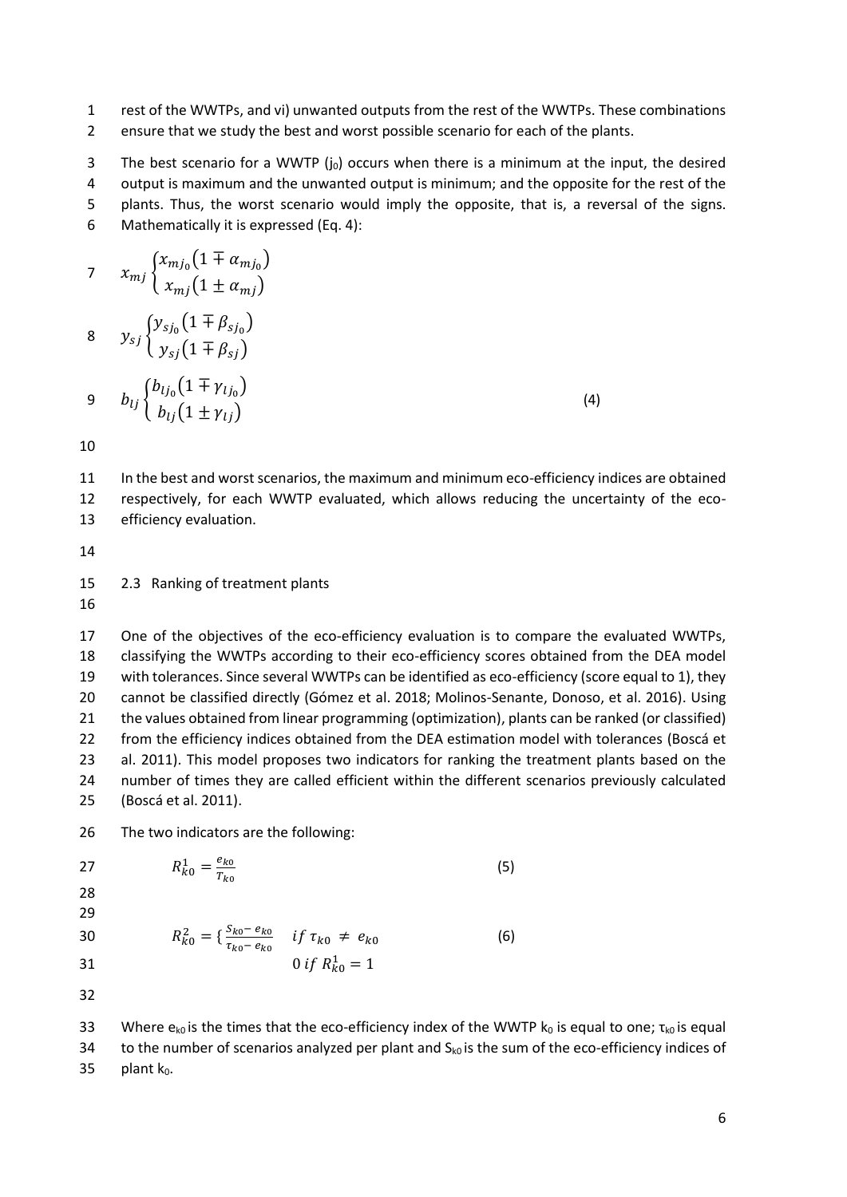rest of the WWTPs, and vi) unwanted outputs from the rest of the WWTPs. These combinations ensure that we study the best and worst possible scenario for each of the plants.

The best scenario for a WWTP ($j_0$) occurs when there is a minimum at the input, the desired output is maximum and the unwanted output is minimum; and the opposite for the rest of the plants. Thus, the worst scenario would imply the opposite, that is, a reversal of the signs. Mathematically it is expressed (Eq. 4):

$$x_{mj} \begin{cases} x_{mj_0}(1 \mp \alpha_{mj_0}) \\ x_{mj}(1 \pm \alpha_{mj}) \end{cases}$$

$$y_{sj} \begin{cases} y_{sj_0}(1 \mp \beta_{sj_0}) \\ y_{sj}(1 \mp \beta_{sj}) \end{cases}$$

$$b_{lj} \begin{cases} b_{lj_0}(1 \mp \gamma_{lj_0}) \\ b_{lj}(1 \pm \gamma_{lj}) \end{cases} \tag{4}$$

In the best and worst scenarios, the maximum and minimum eco-efficiency indices are obtained respectively, for each WWTP evaluated, which allows reducing the uncertainty of the eco-efficiency evaluation.

### 2.3 Ranking of treatment plants

One of the objectives of the eco-efficiency evaluation is to compare the evaluated WWTPs, classifying the WWTPs according to their eco-efficiency scores obtained from the DEA model with tolerances. Since several WWTPs can be identified as eco-efficiency (score equal to 1), they cannot be classified directly (Gómez et al. 2018; Molinos-Senante, Donoso, et al. 2016). Using the values obtained from linear programming (optimization), plants can be ranked (or classified) from the efficiency indices obtained from the DEA estimation model with tolerances (Boscá et al. 2011). This model proposes two indicators for ranking the treatment plants based on the number of times they are called efficient within the different scenarios previously calculated (Boscá et al. 2011).

The two indicators are the following:

$$R_{k0}^{1} = \frac{e_{k0}}{T_{k0}} \tag{5}$$

$$R_{k0}^{2} = \begin{cases} \frac{S_{k0} - e_{k0}}{\tau_{k0} - e_{k0}} & if\ \tau_{k0} \neq e_{k0} \\ 0\ if\ R_{k0}^{1} = 1 \end{cases} \tag{6}$$

Where $e_{k0}$ is the times that the eco-efficiency index of the WWTP $k_0$ is equal to one; $\tau_{k0}$ is equal to the number of scenarios analyzed per plant and $S_{k0}$ is the sum of the eco-efficiency indices of plant $k_0$.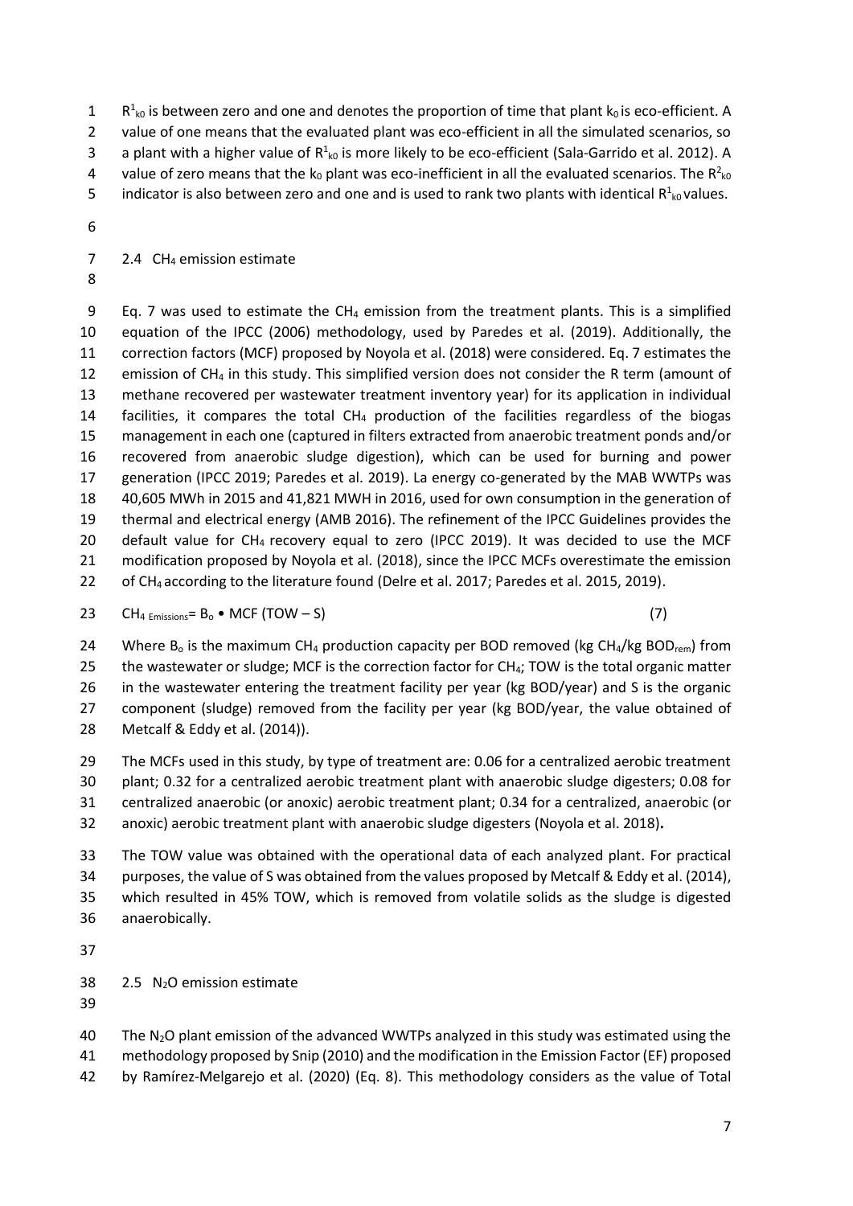$R^1_{k0}$ is between zero and one and denotes the proportion of time that plant $k_0$ is eco-efficient. A value of one means that the evaluated plant was eco-efficient in all the simulated scenarios, so a plant with a higher value of $R^1_{k0}$ is more likely to be eco-efficient (Sala-Garrido et al. 2012). A value of zero means that the $k_0$ plant was eco-inefficient in all the evaluated scenarios. The $R^2_{k0}$ indicator is also between zero and one and is used to rank two plants with identical $R^1_{k0}$ values.

## 2.4 $CH_4$ emission estimate

Eq. 7 was used to estimate the $CH_4$ emission from the treatment plants. This is a simplified equation of the IPCC (2006) methodology, used by Paredes et al. (2019). Additionally, the correction factors (MCF) proposed by Noyola et al. (2018) were considered. Eq. 7 estimates the emission of $CH_4$ in this study. This simplified version does not consider the R term (amount of methane recovered per wastewater treatment inventory year) for its application in individual facilities, it compares the total $CH_4$ production of the facilities regardless of the biogas management in each one (captured in filters extracted from anaerobic treatment ponds and/or recovered from anaerobic sludge digestion), which can be used for burning and power generation (IPCC 2019; Paredes et al. 2019). La energy co-generated by the MAB WWTPs was 40,605 MWh in 2015 and 41,821 MWH in 2016, used for own consumption in the generation of thermal and electrical energy (AMB 2016). The refinement of the IPCC Guidelines provides the default value for $CH_4$ recovery equal to zero (IPCC 2019). It was decided to use the MCF modification proposed by Noyola et al. (2018), since the IPCC MCFs overestimate the emission of $CH_4$ according to the literature found (Delre et al. 2017; Paredes et al. 2015, 2019).

$$CH_{4\ Emissions} = B_o \bullet MCF\ (TOW - S) \tag{7}$$

Where $B_o$ is the maximum $CH_4$ production capacity per BOD removed (kg $CH_4$/kg $BOD_{rem}$) from the wastewater or sludge; MCF is the correction factor for $CH_4$; TOW is the total organic matter in the wastewater entering the treatment facility per year (kg BOD/year) and S is the organic component (sludge) removed from the facility per year (kg BOD/year, the value obtained of Metcalf & Eddy et al. (2014)).

The MCFs used in this study, by type of treatment are: 0.06 for a centralized aerobic treatment plant; 0.32 for a centralized aerobic treatment plant with anaerobic sludge digesters; 0.08 for centralized anaerobic (or anoxic) aerobic treatment plant; 0.34 for a centralized, anaerobic (or anoxic) aerobic treatment plant with anaerobic sludge digesters (Noyola et al. 2018)**.**

The TOW value was obtained with the operational data of each analyzed plant. For practical purposes, the value of S was obtained from the values proposed by Metcalf & Eddy et al. (2014), which resulted in 45% TOW, which is removed from volatile solids as the sludge is digested anaerobically.

## 2.5 $N_2O$ emission estimate

The $N_2O$ plant emission of the advanced WWTPs analyzed in this study was estimated using the methodology proposed by Snip (2010) and the modification in the Emission Factor (EF) proposed by Ramírez-Melgarejo et al. (2020) (Eq. 8). This methodology considers as the value of Total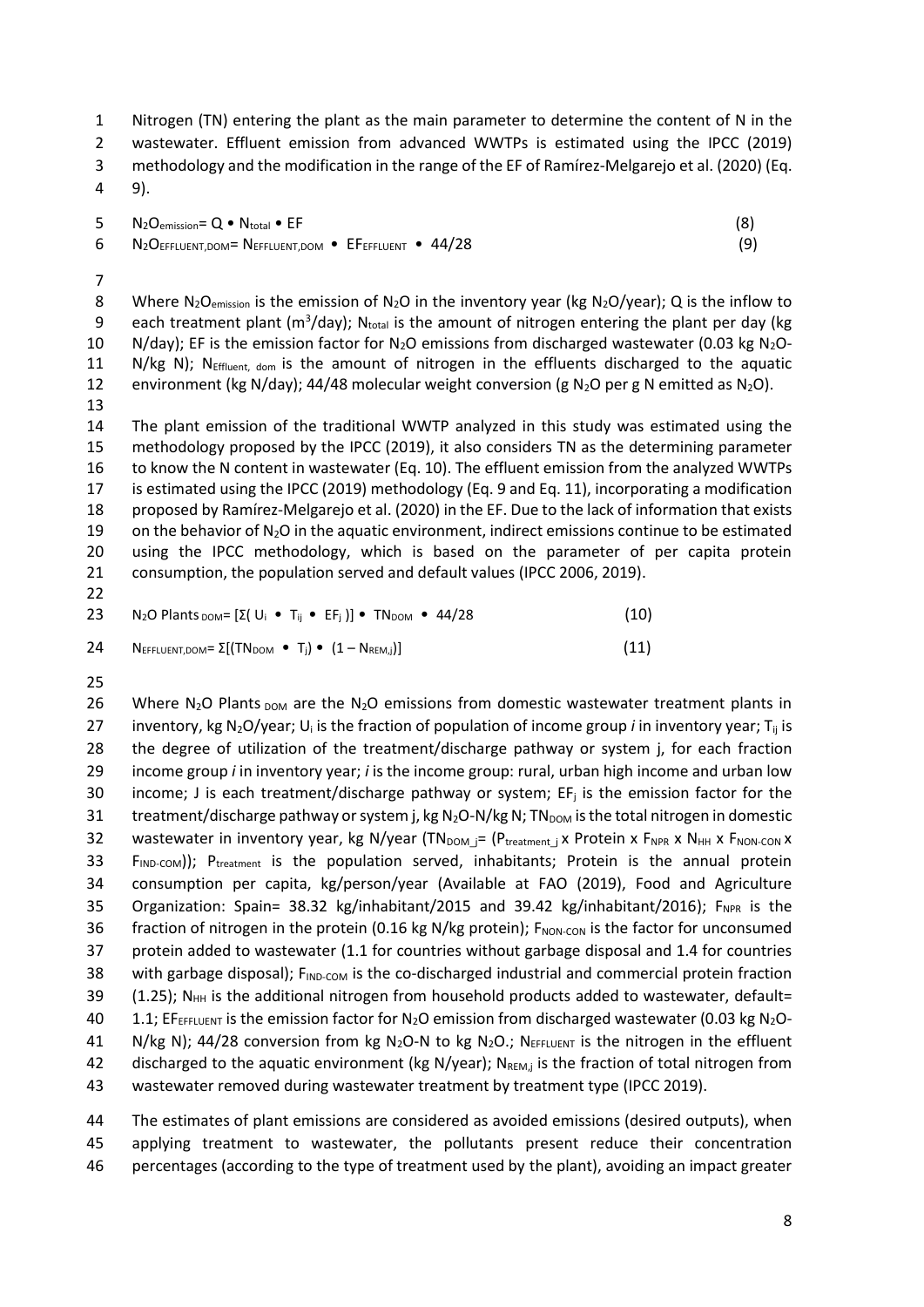Nitrogen (TN) entering the plant as the main parameter to determine the content of N in the wastewater. Effluent emission from advanced WWTPs is estimated using the IPCC (2019) methodology and the modification in the range of the EF of Ramírez-Melgarejo et al. (2020) (Eq. 9).

$$N_2O_{emission} = Q \bullet N_{total} \bullet EF \quad (8)$$

$$N_2O_{EFFLUENT,DOM} = N_{EFFLUENT,DOM} \bullet EF_{EFFLUENT} \bullet 44/28 \quad (9)$$

Where $N_2O_{emission}$ is the emission of $N_2O$ in the inventory year (kg $N_2O$/year); Q is the inflow to each treatment plant ($m^3$/day); $N_{total}$ is the amount of nitrogen entering the plant per day (kg N/day); EF is the emission factor for $N_2O$ emissions from discharged wastewater (0.03 kg $N_2O$-N/kg N); $N_{Effluent,\ dom}$ is the amount of nitrogen in the effluents discharged to the aquatic environment (kg N/day); 44/48 molecular weight conversion (g $N_2O$ per g N emitted as $N_2O$).

The plant emission of the traditional WWTP analyzed in this study was estimated using the methodology proposed by the IPCC (2019), it also considers TN as the determining parameter to know the N content in wastewater (Eq. 10). The effluent emission from the analyzed WWTPs is estimated using the IPCC (2019) methodology (Eq. 9 and Eq. 11), incorporating a modification proposed by Ramírez-Melgarejo et al. (2020) in the EF. Due to the lack of information that exists on the behavior of $N_2O$ in the aquatic environment, indirect emissions continue to be estimated using the IPCC methodology, which is based on the parameter of per capita protein consumption, the population served and default values (IPCC 2006, 2019).

$$N_2O\ Plants_{DOM} = [\Sigma(U_i \bullet T_{ij} \bullet EF_j)] \bullet TN_{DOM} \bullet 44/28 \quad (10)$$

$$N_{EFFLUENT,DOM} = \Sigma[(TN_{DOM} \bullet T_j) \bullet (1 - N_{REM,j})] \quad (11)$$

Where $N_2O\ Plants_{DOM}$ are the $N_2O$ emissions from domestic wastewater treatment plants in inventory, kg $N_2O$/year; $U_i$ is the fraction of population of income group *i* in inventory year; $T_{ij}$ is the degree of utilization of the treatment/discharge pathway or system j, for each fraction income group *i* in inventory year; *i* is the income group: rural, urban high income and urban low income; J is each treatment/discharge pathway or system; $EF_j$ is the emission factor for the treatment/discharge pathway or system j, kg $N_2O$-N/kg N; $TN_{DOM}$ is the total nitrogen in domestic wastewater in inventory year, kg N/year ($TN_{DOM\_j} = (P_{treatment\_j} \times Protein \times F_{NPR} \times N_{HH} \times F_{NON\text{-}CON} \times F_{IND\text{-}COM})$); $P_{treatment}$ is the population served, inhabitants; Protein is the annual protein consumption per capita, kg/person/year (Available at FAO (2019), Food and Agriculture Organization: Spain= 38.32 kg/inhabitant/2015 and 39.42 kg/inhabitant/2016); $F_{NPR}$ is the fraction of nitrogen in the protein (0.16 kg N/kg protein); $F_{NON\text{-}CON}$ is the factor for unconsumed protein added to wastewater (1.1 for countries without garbage disposal and 1.4 for countries with garbage disposal); $F_{IND\text{-}COM}$ is the co-discharged industrial and commercial protein fraction (1.25); $N_{HH}$ is the additional nitrogen from household products added to wastewater, default= 1.1; $EF_{EFFLUENT}$ is the emission factor for $N_2O$ emission from discharged wastewater (0.03 kg $N_2O$-N/kg N); 44/28 conversion from kg $N_2O$-N to kg $N_2O$.; $N_{EFFLUENT}$ is the nitrogen in the effluent discharged to the aquatic environment (kg N/year); $N_{REM,j}$ is the fraction of total nitrogen from wastewater removed during wastewater treatment by treatment type (IPCC 2019).

The estimates of plant emissions are considered as avoided emissions (desired outputs), when applying treatment to wastewater, the pollutants present reduce their concentration percentages (according to the type of treatment used by the plant), avoiding an impact greater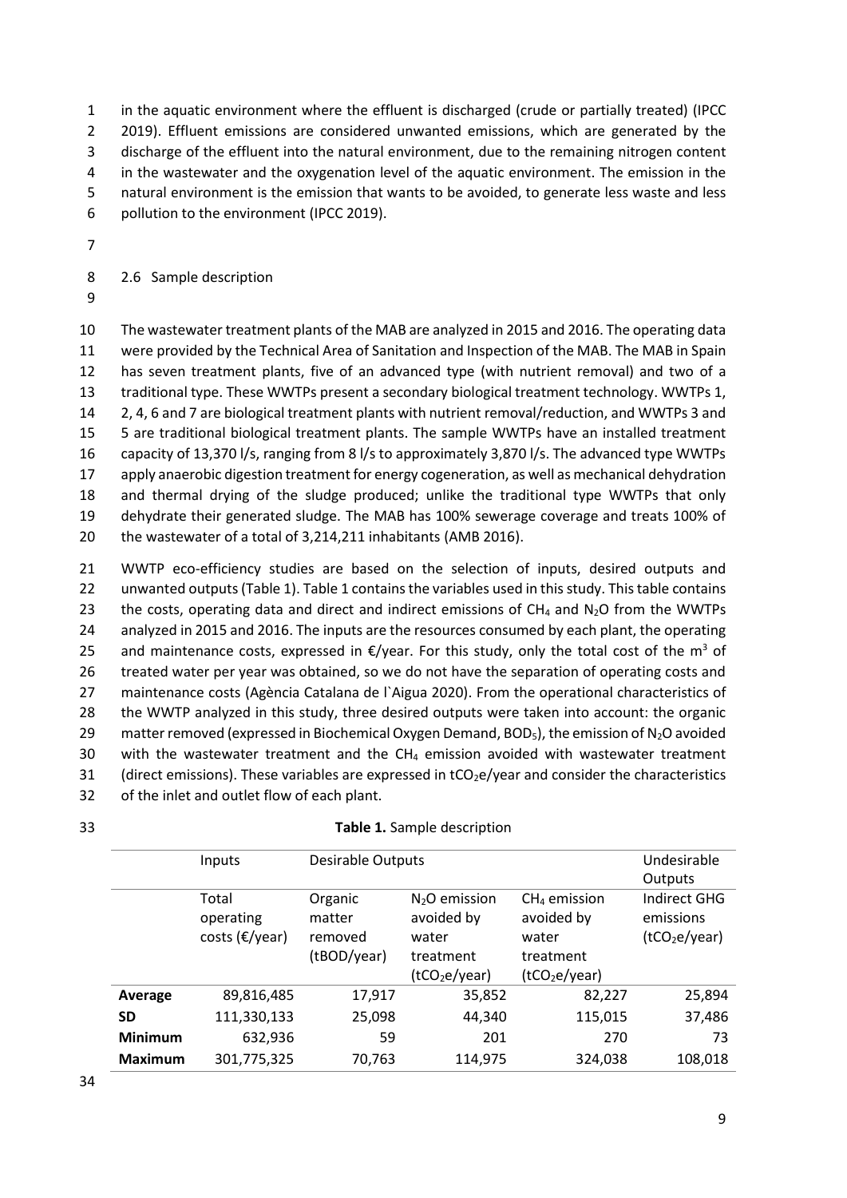in the aquatic environment where the effluent is discharged (crude or partially treated) (IPCC 2019). Effluent emissions are considered unwanted emissions, which are generated by the discharge of the effluent into the natural environment, due to the remaining nitrogen content in the wastewater and the oxygenation level of the aquatic environment. The emission in the natural environment is the emission that wants to be avoided, to generate less waste and less pollution to the environment (IPCC 2019).

## 2.6 Sample description

The wastewater treatment plants of the MAB are analyzed in 2015 and 2016. The operating data were provided by the Technical Area of Sanitation and Inspection of the MAB. The MAB in Spain has seven treatment plants, five of an advanced type (with nutrient removal) and two of a traditional type. These WWTPs present a secondary biological treatment technology. WWTPs 1, 2, 4, 6 and 7 are biological treatment plants with nutrient removal/reduction, and WWTPs 3 and 5 are traditional biological treatment plants. The sample WWTPs have an installed treatment capacity of 13,370 l/s, ranging from 8 l/s to approximately 3,870 l/s. The advanced type WWTPs apply anaerobic digestion treatment for energy cogeneration, as well as mechanical dehydration and thermal drying of the sludge produced; unlike the traditional type WWTPs that only dehydrate their generated sludge. The MAB has 100% sewerage coverage and treats 100% of the wastewater of a total of 3,214,211 inhabitants (AMB 2016).

WWTP eco-efficiency studies are based on the selection of inputs, desired outputs and unwanted outputs (Table 1). Table 1 contains the variables used in this study. This table contains the costs, operating data and direct and indirect emissions of $CH_4$ and $N_2O$ from the WWTPs analyzed in 2015 and 2016. The inputs are the resources consumed by each plant, the operating and maintenance costs, expressed in €/year. For this study, only the total cost of the $m^3$ of treated water per year was obtained, so we do not have the separation of operating costs and maintenance costs (Agència Catalana de l`Aigua 2020). From the operational characteristics of the WWTP analyzed in this study, three desired outputs were taken into account: the organic matter removed (expressed in Biochemical Oxygen Demand, $BOD_5$), the emission of $N_2O$ avoided with the wastewater treatment and the $CH_4$ emission avoided with wastewater treatment (direct emissions). These variables are expressed in $tCO_2e$/year and consider the characteristics of the inlet and outlet flow of each plant.

**Table 1.** Sample description

| | Inputs | Desirable Outputs | | | Undesirable Outputs |
|---|---|---|---|---|---|
| | Total operating costs (€/year) | Organic matter removed (tBOD/year) | $N_2O$ emission avoided by water treatment ($tCO_2e$/year) | $CH_4$ emission avoided by water treatment ($tCO_2e$/year) | Indirect GHG emissions ($tCO_2e$/year) |
| **Average** | 89,816,485 | 17,917 | 35,852 | 82,227 | 25,894 |
| **SD** | 111,330,133 | 25,098 | 44,340 | 115,015 | 37,486 |
| **Minimum** | 632,936 | 59 | 201 | 270 | 73 |
| **Maximum** | 301,775,325 | 70,763 | 114,975 | 324,038 | 108,018 |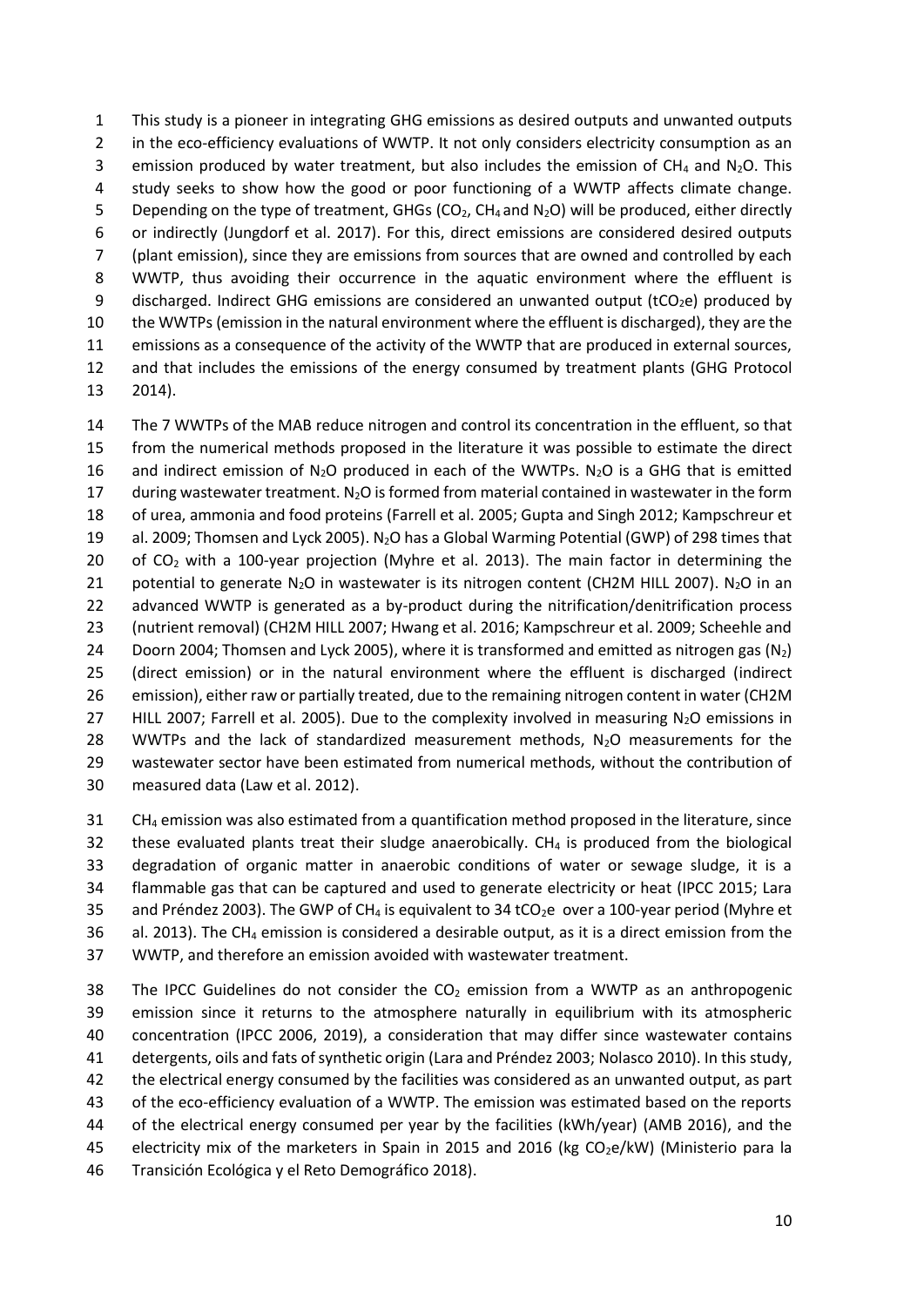This study is a pioneer in integrating GHG emissions as desired outputs and unwanted outputs in the eco-efficiency evaluations of WWTP. It not only considers electricity consumption as an emission produced by water treatment, but also includes the emission of $CH_4$ and $N_2O$. This study seeks to show how the good or poor functioning of a WWTP affects climate change. Depending on the type of treatment, GHGs ($CO_2$, $CH_4$ and $N_2O$) will be produced, either directly or indirectly (Jungdorf et al. 2017). For this, direct emissions are considered desired outputs (plant emission), since they are emissions from sources that are owned and controlled by each WWTP, thus avoiding their occurrence in the aquatic environment where the effluent is discharged. Indirect GHG emissions are considered an unwanted output ($tCO_2e$) produced by the WWTPs (emission in the natural environment where the effluent is discharged), they are the emissions as a consequence of the activity of the WWTP that are produced in external sources, and that includes the emissions of the energy consumed by treatment plants (GHG Protocol 2014).

The 7 WWTPs of the MAB reduce nitrogen and control its concentration in the effluent, so that from the numerical methods proposed in the literature it was possible to estimate the direct and indirect emission of $N_2O$ produced in each of the WWTPs. $N_2O$ is a GHG that is emitted during wastewater treatment. $N_2O$ is formed from material contained in wastewater in the form of urea, ammonia and food proteins (Farrell et al. 2005; Gupta and Singh 2012; Kampschreur et al. 2009; Thomsen and Lyck 2005). $N_2O$ has a Global Warming Potential (GWP) of 298 times that of $CO_2$ with a 100-year projection (Myhre et al. 2013). The main factor in determining the potential to generate $N_2O$ in wastewater is its nitrogen content (CH2M HILL 2007). $N_2O$ in an advanced WWTP is generated as a by-product during the nitrification/denitrification process (nutrient removal) (CH2M HILL 2007; Hwang et al. 2016; Kampschreur et al. 2009; Scheehle and Doorn 2004; Thomsen and Lyck 2005), where it is transformed and emitted as nitrogen gas ($N_2$) (direct emission) or in the natural environment where the effluent is discharged (indirect emission), either raw or partially treated, due to the remaining nitrogen content in water (CH2M HILL 2007; Farrell et al. 2005). Due to the complexity involved in measuring $N_2O$ emissions in WWTPs and the lack of standardized measurement methods, $N_2O$ measurements for the wastewater sector have been estimated from numerical methods, without the contribution of measured data (Law et al. 2012).

$CH_4$ emission was also estimated from a quantification method proposed in the literature, since these evaluated plants treat their sludge anaerobically. $CH_4$ is produced from the biological degradation of organic matter in anaerobic conditions of water or sewage sludge, it is a flammable gas that can be captured and used to generate electricity or heat (IPCC 2015; Lara and Préndez 2003). The GWP of $CH_4$ is equivalent to 34 $tCO_2e$ over a 100-year period (Myhre et al. 2013). The $CH_4$ emission is considered a desirable output, as it is a direct emission from the WWTP, and therefore an emission avoided with wastewater treatment.

The IPCC Guidelines do not consider the $CO_2$ emission from a WWTP as an anthropogenic emission since it returns to the atmosphere naturally in equilibrium with its atmospheric concentration (IPCC 2006, 2019), a consideration that may differ since wastewater contains detergents, oils and fats of synthetic origin (Lara and Préndez 2003; Nolasco 2010). In this study, the electrical energy consumed by the facilities was considered as an unwanted output, as part of the eco-efficiency evaluation of a WWTP. The emission was estimated based on the reports of the electrical energy consumed per year by the facilities (kWh/year) (AMB 2016), and the electricity mix of the marketers in Spain in 2015 and 2016 (kg $CO_2e$/kW) (Ministerio para la Transición Ecológica y el Reto Demográfico 2018).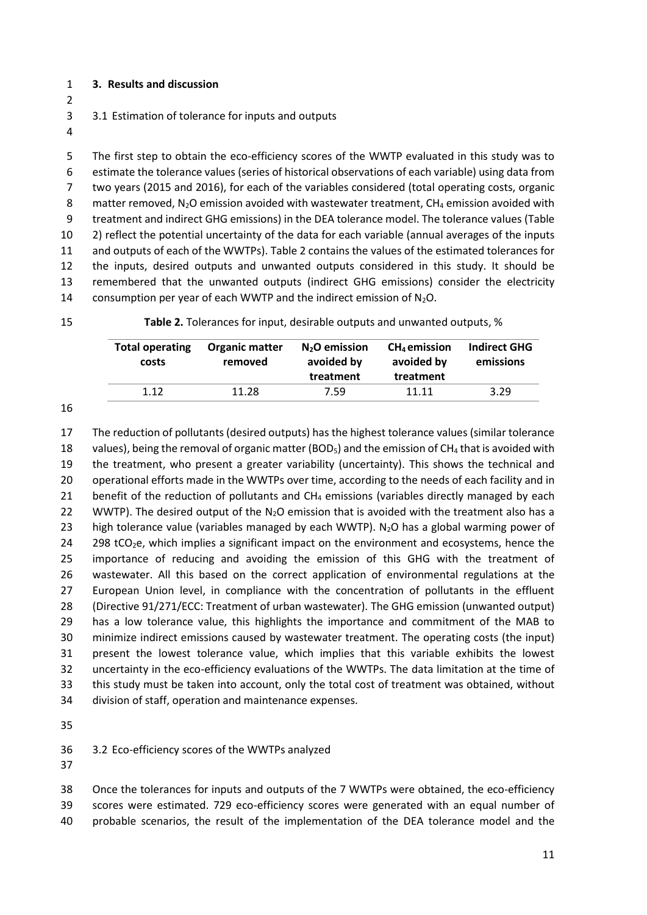## 3. Results and discussion

### 3.1 Estimation of tolerance for inputs and outputs

The first step to obtain the eco-efficiency scores of the WWTP evaluated in this study was to estimate the tolerance values (series of historical observations of each variable) using data from two years (2015 and 2016), for each of the variables considered (total operating costs, organic matter removed, $N_2O$ emission avoided with wastewater treatment, $CH_4$ emission avoided with treatment and indirect GHG emissions) in the DEA tolerance model. The tolerance values (Table 2) reflect the potential uncertainty of the data for each variable (annual averages of the inputs and outputs of each of the WWTPs). Table 2 contains the values of the estimated tolerances for the inputs, desired outputs and unwanted outputs considered in this study. It should be remembered that the unwanted outputs (indirect GHG emissions) consider the electricity consumption per year of each WWTP and the indirect emission of $N_2O$.

**Table 2.** Tolerances for input, desirable outputs and unwanted outputs, %

| Total operating costs | Organic matter removed | $N_2O$ emission avoided by treatment | $CH_4$ emission avoided by treatment | Indirect GHG emissions |
|---|---|---|---|---|
| 1.12 | 11.28 | 7.59 | 11.11 | 3.29 |

The reduction of pollutants (desired outputs) has the highest tolerance values (similar tolerance values), being the removal of organic matter ($BOD_5$) and the emission of $CH_4$ that is avoided with the treatment, who present a greater variability (uncertainty). This shows the technical and operational efforts made in the WWTPs over time, according to the needs of each facility and in benefit of the reduction of pollutants and $CH_4$ emissions (variables directly managed by each WWTP). The desired output of the $N_2O$ emission that is avoided with the treatment also has a high tolerance value (variables managed by each WWTP). $N_2O$ has a global warming power of 298 $tCO_2e$, which implies a significant impact on the environment and ecosystems, hence the importance of reducing and avoiding the emission of this GHG with the treatment of wastewater. All this based on the correct application of environmental regulations at the European Union level, in compliance with the concentration of pollutants in the effluent (Directive 91/271/ECC: Treatment of urban wastewater). The GHG emission (unwanted output) has a low tolerance value, this highlights the importance and commitment of the MAB to minimize indirect emissions caused by wastewater treatment. The operating costs (the input) present the lowest tolerance value, which implies that this variable exhibits the lowest uncertainty in the eco-efficiency evaluations of the WWTPs. The data limitation at the time of this study must be taken into account, only the total cost of treatment was obtained, without division of staff, operation and maintenance expenses.

### 3.2 Eco-efficiency scores of the WWTPs analyzed

Once the tolerances for inputs and outputs of the 7 WWTPs were obtained, the eco-efficiency scores were estimated. 729 eco-efficiency scores were generated with an equal number of probable scenarios, the result of the implementation of the DEA tolerance model and the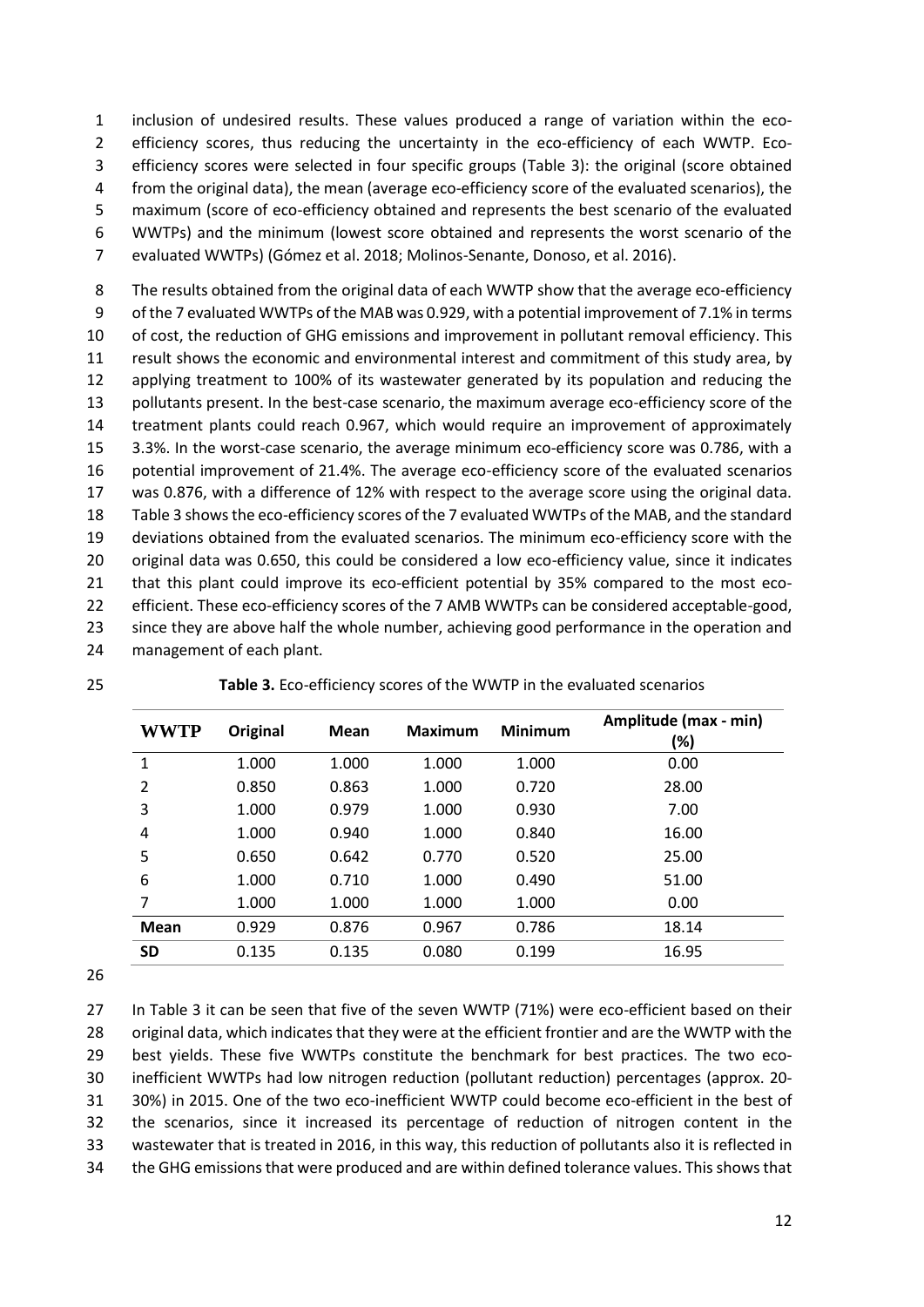inclusion of undesired results. These values produced a range of variation within the eco-efficiency scores, thus reducing the uncertainty in the eco-efficiency of each WWTP. Eco-efficiency scores were selected in four specific groups (Table 3): the original (score obtained from the original data), the mean (average eco-efficiency score of the evaluated scenarios), the maximum (score of eco-efficiency obtained and represents the best scenario of the evaluated WWTPs) and the minimum (lowest score obtained and represents the worst scenario of the evaluated WWTPs) (Gómez et al. 2018; Molinos-Senante, Donoso, et al. 2016).

The results obtained from the original data of each WWTP show that the average eco-efficiency of the 7 evaluated WWTPs of the MAB was 0.929, with a potential improvement of 7.1% in terms of cost, the reduction of GHG emissions and improvement in pollutant removal efficiency. This result shows the economic and environmental interest and commitment of this study area, by applying treatment to 100% of its wastewater generated by its population and reducing the pollutants present. In the best-case scenario, the maximum average eco-efficiency score of the treatment plants could reach 0.967, which would require an improvement of approximately 3.3%. In the worst-case scenario, the average minimum eco-efficiency score was 0.786, with a potential improvement of 21.4%. The average eco-efficiency score of the evaluated scenarios was 0.876, with a difference of 12% with respect to the average score using the original data. Table 3 shows the eco-efficiency scores of the 7 evaluated WWTPs of the MAB, and the standard deviations obtained from the evaluated scenarios. The minimum eco-efficiency score with the original data was 0.650, this could be considered a low eco-efficiency value, since it indicates that this plant could improve its eco-efficient potential by 35% compared to the most eco-efficient. These eco-efficiency scores of the 7 AMB WWTPs can be considered acceptable-good, since they are above half the whole number, achieving good performance in the operation and management of each plant.

**Table 3.** Eco-efficiency scores of the WWTP in the evaluated scenarios

| WWTP | Original | Mean | Maximum | Minimum | Amplitude (max - min) (%) |
|---|---|---|---|---|---|
| 1 | 1.000 | 1.000 | 1.000 | 1.000 | 0.00 |
| 2 | 0.850 | 0.863 | 1.000 | 0.720 | 28.00 |
| 3 | 1.000 | 0.979 | 1.000 | 0.930 | 7.00 |
| 4 | 1.000 | 0.940 | 1.000 | 0.840 | 16.00 |
| 5 | 0.650 | 0.642 | 0.770 | 0.520 | 25.00 |
| 6 | 1.000 | 0.710 | 1.000 | 0.490 | 51.00 |
| 7 | 1.000 | 1.000 | 1.000 | 1.000 | 0.00 |
| **Mean** | 0.929 | 0.876 | 0.967 | 0.786 | 18.14 |
| **SD** | 0.135 | 0.135 | 0.080 | 0.199 | 16.95 |

In Table 3 it can be seen that five of the seven WWTP (71%) were eco-efficient based on their original data, which indicates that they were at the efficient frontier and are the WWTP with the best yields. These five WWTPs constitute the benchmark for best practices. The two eco-inefficient WWTPs had low nitrogen reduction (pollutant reduction) percentages (approx. 20-30%) in 2015. One of the two eco-inefficient WWTP could become eco-efficient in the best of the scenarios, since it increased its percentage of reduction of nitrogen content in the wastewater that is treated in 2016, in this way, this reduction of pollutants also it is reflected in the GHG emissions that were produced and are within defined tolerance values. This shows that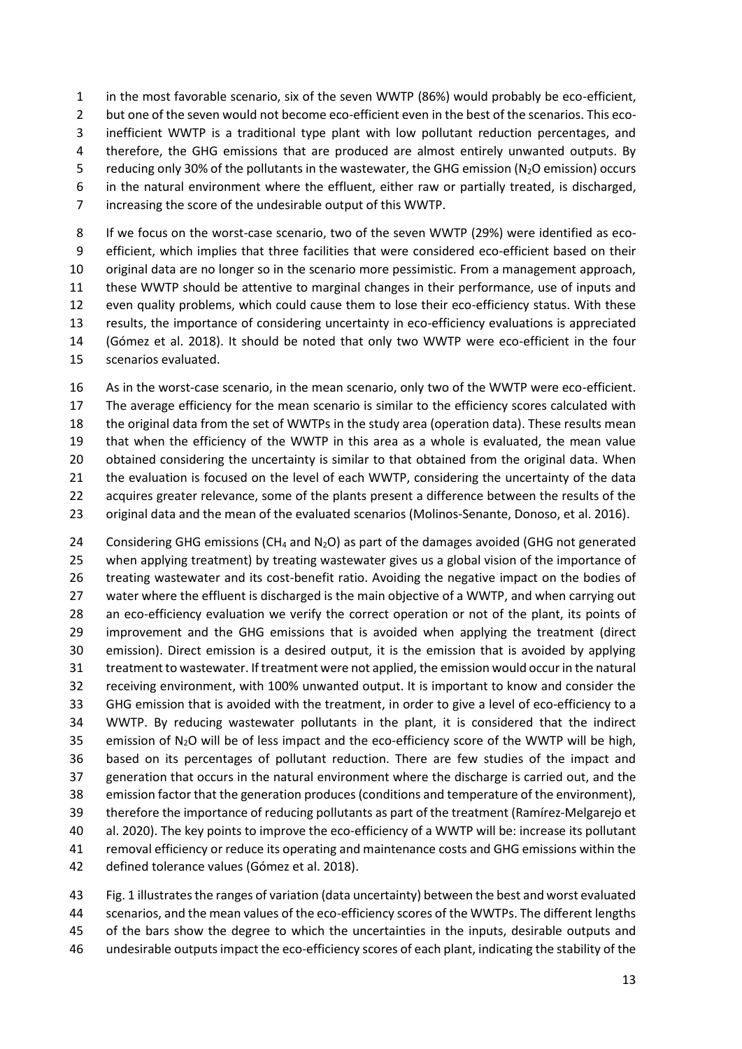in the most favorable scenario, six of the seven WWTP (86%) would probably be eco-efficient, but one of the seven would not become eco-efficient even in the best of the scenarios. This eco-inefficient WWTP is a traditional type plant with low pollutant reduction percentages, and therefore, the GHG emissions that are produced are almost entirely unwanted outputs. By reducing only 30% of the pollutants in the wastewater, the GHG emission ($N_2O$ emission) occurs in the natural environment where the effluent, either raw or partially treated, is discharged, increasing the score of the undesirable output of this WWTP.

If we focus on the worst-case scenario, two of the seven WWTP (29%) were identified as eco-efficient, which implies that three facilities that were considered eco-efficient based on their original data are no longer so in the scenario more pessimistic. From a management approach, these WWTP should be attentive to marginal changes in their performance, use of inputs and even quality problems, which could cause them to lose their eco-efficiency status. With these results, the importance of considering uncertainty in eco-efficiency evaluations is appreciated (Gómez et al. 2018). It should be noted that only two WWTP were eco-efficient in the four scenarios evaluated.

As in the worst-case scenario, in the mean scenario, only two of the WWTP were eco-efficient. The average efficiency for the mean scenario is similar to the efficiency scores calculated with the original data from the set of WWTPs in the study area (operation data). These results mean that when the efficiency of the WWTP in this area as a whole is evaluated, the mean value obtained considering the uncertainty is similar to that obtained from the original data. When the evaluation is focused on the level of each WWTP, considering the uncertainty of the data acquires greater relevance, some of the plants present a difference between the results of the original data and the mean of the evaluated scenarios (Molinos-Senante, Donoso, et al. 2016).

Considering GHG emissions ($CH_4$ and $N_2O$) as part of the damages avoided (GHG not generated when applying treatment) by treating wastewater gives us a global vision of the importance of treating wastewater and its cost-benefit ratio. Avoiding the negative impact on the bodies of water where the effluent is discharged is the main objective of a WWTP, and when carrying out an eco-efficiency evaluation we verify the correct operation or not of the plant, its points of improvement and the GHG emissions that is avoided when applying the treatment (direct emission). Direct emission is a desired output, it is the emission that is avoided by applying treatment to wastewater. If treatment were not applied, the emission would occur in the natural receiving environment, with 100% unwanted output. It is important to know and consider the GHG emission that is avoided with the treatment, in order to give a level of eco-efficiency to a WWTP. By reducing wastewater pollutants in the plant, it is considered that the indirect emission of $N_2O$ will be of less impact and the eco-efficiency score of the WWTP will be high, based on its percentages of pollutant reduction. There are few studies of the impact and generation that occurs in the natural environment where the discharge is carried out, and the emission factor that the generation produces (conditions and temperature of the environment), therefore the importance of reducing pollutants as part of the treatment (Ramírez-Melgarejo et al. 2020). The key points to improve the eco-efficiency of a WWTP will be: increase its pollutant removal efficiency or reduce its operating and maintenance costs and GHG emissions within the defined tolerance values (Gómez et al. 2018).

Fig. 1 illustrates the ranges of variation (data uncertainty) between the best and worst evaluated scenarios, and the mean values of the eco-efficiency scores of the WWTPs. The different lengths of the bars show the degree to which the uncertainties in the inputs, desirable outputs and undesirable outputs impact the eco-efficiency scores of each plant, indicating the stability of the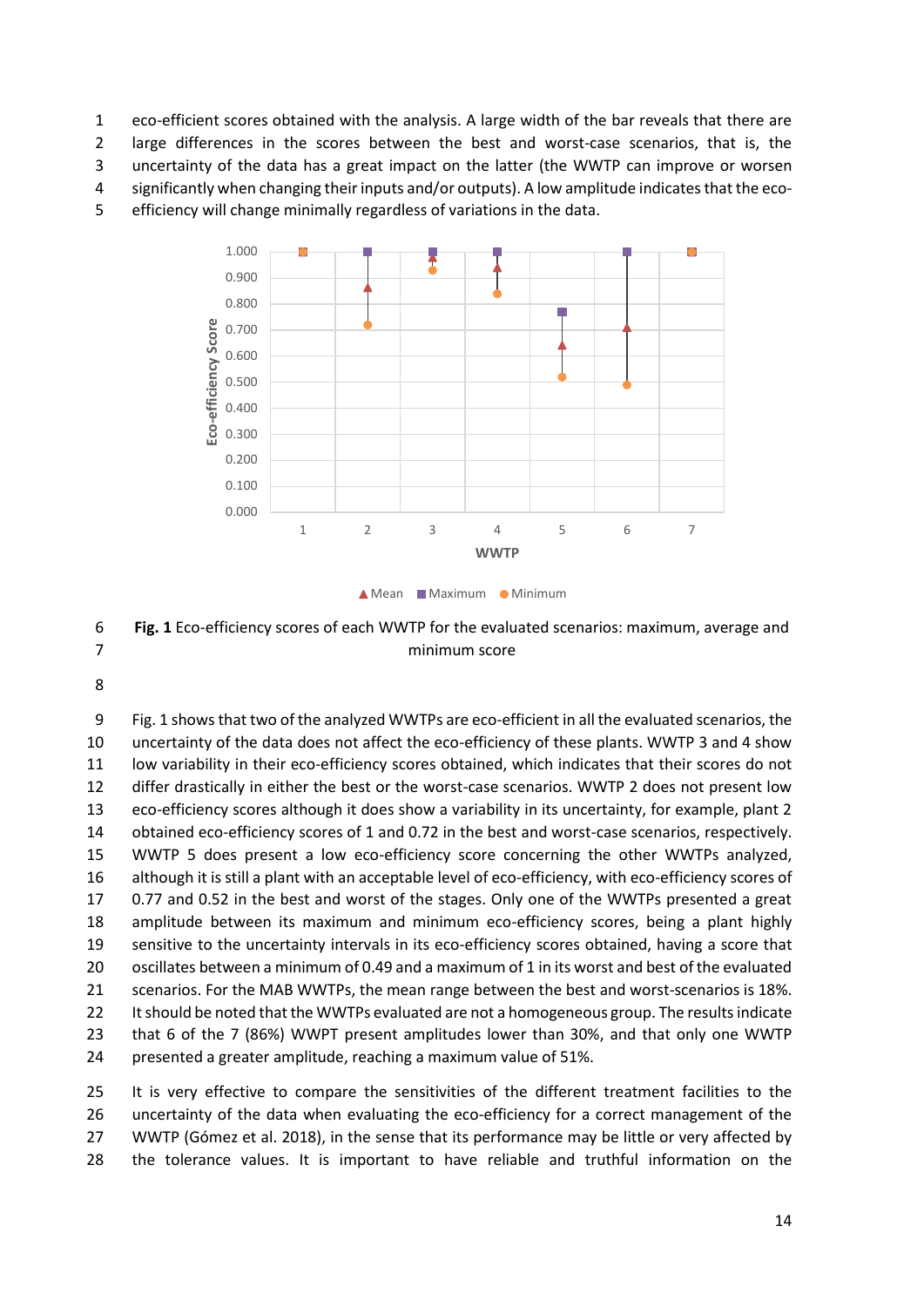eco-efficient scores obtained with the analysis. A large width of the bar reveals that there are large differences in the scores between the best and worst-case scenarios, that is, the uncertainty of the data has a great impact on the latter (the WWTP can improve or worsen significantly when changing their inputs and/or outputs). A low amplitude indicates that the eco-efficiency will change minimally regardless of variations in the data.

**Fig. 1** Eco-efficiency scores of each WWTP for the evaluated scenarios: maximum, average and minimum score

Fig. 1 shows that two of the analyzed WWTPs are eco-efficient in all the evaluated scenarios, the uncertainty of the data does not affect the eco-efficiency of these plants. WWTP 3 and 4 show low variability in their eco-efficiency scores obtained, which indicates that their scores do not differ drastically in either the best or the worst-case scenarios. WWTP 2 does not present low eco-efficiency scores although it does show a variability in its uncertainty, for example, plant 2 obtained eco-efficiency scores of 1 and 0.72 in the best and worst-case scenarios, respectively. WWTP 5 does present a low eco-efficiency score concerning the other WWTPs analyzed, although it is still a plant with an acceptable level of eco-efficiency, with eco-efficiency scores of 0.77 and 0.52 in the best and worst of the stages. Only one of the WWTPs presented a great amplitude between its maximum and minimum eco-efficiency scores, being a plant highly sensitive to the uncertainty intervals in its eco-efficiency scores obtained, having a score that oscillates between a minimum of 0.49 and a maximum of 1 in its worst and best of the evaluated scenarios. For the MAB WWTPs, the mean range between the best and worst-scenarios is 18%. It should be noted that the WWTPs evaluated are not a homogeneous group. The results indicate that 6 of the 7 (86%) WWPT present amplitudes lower than 30%, and that only one WWTP presented a greater amplitude, reaching a maximum value of 51%.

It is very effective to compare the sensitivities of the different treatment facilities to the uncertainty of the data when evaluating the eco-efficiency for a correct management of the WWTP (Gómez et al. 2018), in the sense that its performance may be little or very affected by the tolerance values. It is important to have reliable and truthful information on the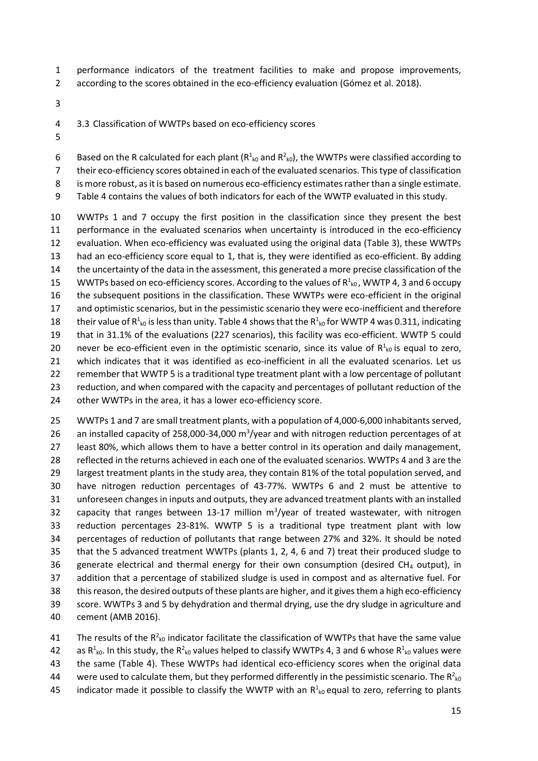performance indicators of the treatment facilities to make and propose improvements, according to the scores obtained in the eco-efficiency evaluation (Gómez et al. 2018).

### 3.3 Classification of WWTPs based on eco-efficiency scores

Based on the R calculated for each plant ($R^1_{k0}$ and $R^2_{k0}$), the WWTPs were classified according to their eco-efficiency scores obtained in each of the evaluated scenarios. This type of classification is more robust, as it is based on numerous eco-efficiency estimates rather than a single estimate. Table 4 contains the values of both indicators for each of the WWTP evaluated in this study.

WWTPs 1 and 7 occupy the first position in the classification since they present the best performance in the evaluated scenarios when uncertainty is introduced in the eco-efficiency evaluation. When eco-efficiency was evaluated using the original data (Table 3), these WWTPs had an eco-efficiency score equal to 1, that is, they were identified as eco-efficient. By adding the uncertainty of the data in the assessment, this generated a more precise classification of the WWTPs based on eco-efficiency scores. According to the values of $R^1_{k0}$, WWTP 4, 3 and 6 occupy the subsequent positions in the classification. These WWTPs were eco-efficient in the original and optimistic scenarios, but in the pessimistic scenario they were eco-inefficient and therefore their value of $R^1_{k0}$ is less than unity. Table 4 shows that the $R^1_{k0}$ for WWTP 4 was 0.311, indicating that in 31.1% of the evaluations (227 scenarios), this facility was eco-efficient. WWTP 5 could never be eco-efficient even in the optimistic scenario, since its value of $R^1_{k0}$ is equal to zero, which indicates that it was identified as eco-inefficient in all the evaluated scenarios. Let us remember that WWTP 5 is a traditional type treatment plant with a low percentage of pollutant reduction, and when compared with the capacity and percentages of pollutant reduction of the other WWTPs in the area, it has a lower eco-efficiency score.

WWTPs 1 and 7 are small treatment plants, with a population of 4,000-6,000 inhabitants served, an installed capacity of 258,000-34,000 $m^3$/year and with nitrogen reduction percentages of at least 80%, which allows them to have a better control in its operation and daily management, reflected in the returns achieved in each one of the evaluated scenarios. WWTPs 4 and 3 are the largest treatment plants in the study area, they contain 81% of the total population served, and have nitrogen reduction percentages of 43-77%. WWTPs 6 and 2 must be attentive to unforeseen changes in inputs and outputs, they are advanced treatment plants with an installed capacity that ranges between 13-17 million $m^3$/year of treated wastewater, with nitrogen reduction percentages 23-81%. WWTP 5 is a traditional type treatment plant with low percentages of reduction of pollutants that range between 27% and 32%. It should be noted that the 5 advanced treatment WWTPs (plants 1, 2, 4, 6 and 7) treat their produced sludge to generate electrical and thermal energy for their own consumption (desired $CH_4$ output), in addition that a percentage of stabilized sludge is used in compost and as alternative fuel. For this reason, the desired outputs of these plants are higher, and it gives them a high eco-efficiency score. WWTPs 3 and 5 by dehydration and thermal drying, use the dry sludge in agriculture and cement (AMB 2016).

The results of the $R^2_{k0}$ indicator facilitate the classification of WWTPs that have the same value as $R^1_{k0}$. In this study, the $R^2_{k0}$ values helped to classify WWTPs 4, 3 and 6 whose $R^1_{k0}$ values were the same (Table 4). These WWTPs had identical eco-efficiency scores when the original data were used to calculate them, but they performed differently in the pessimistic scenario. The $R^2_{k0}$ indicator made it possible to classify the WWTP with an $R^1_{k0}$ equal to zero, referring to plants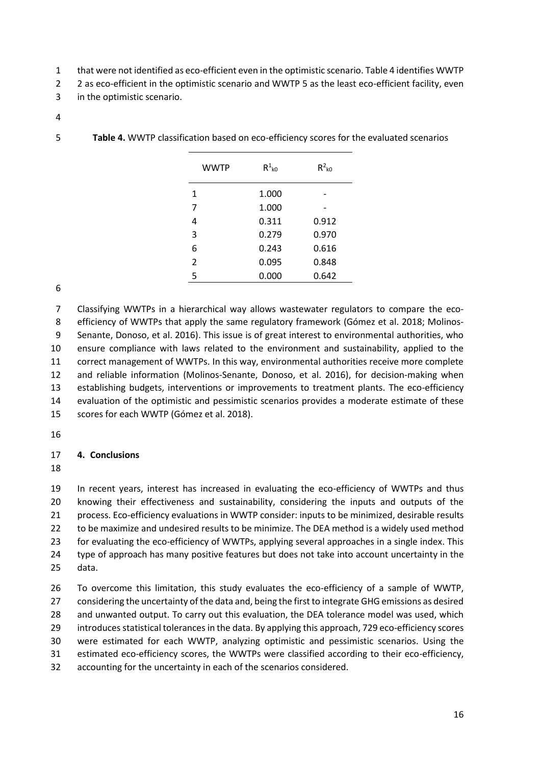that were not identified as eco-efficient even in the optimistic scenario. Table 4 identifies WWTP 2 as eco-efficient in the optimistic scenario and WWTP 5 as the least eco-efficient facility, even in the optimistic scenario.

**Table 4.** WWTP classification based on eco-efficiency scores for the evaluated scenarios

| WWTP | $R^1_{k0}$ | $R^2_{k0}$ |
|---|---|---|
| 1 | 1.000 | - |
| 7 | 1.000 | - |
| 4 | 0.311 | 0.912 |
| 3 | 0.279 | 0.970 |
| 6 | 0.243 | 0.616 |
| 2 | 0.095 | 0.848 |
| 5 | 0.000 | 0.642 |

Classifying WWTPs in a hierarchical way allows wastewater regulators to compare the eco-efficiency of WWTPs that apply the same regulatory framework (Gómez et al. 2018; Molinos-Senante, Donoso, et al. 2016). This issue is of great interest to environmental authorities, who ensure compliance with laws related to the environment and sustainability, applied to the correct management of WWTPs. In this way, environmental authorities receive more complete and reliable information (Molinos-Senante, Donoso, et al. 2016), for decision-making when establishing budgets, interventions or improvements to treatment plants. The eco-efficiency evaluation of the optimistic and pessimistic scenarios provides a moderate estimate of these scores for each WWTP (Gómez et al. 2018).

## 4. Conclusions

In recent years, interest has increased in evaluating the eco-efficiency of WWTPs and thus knowing their effectiveness and sustainability, considering the inputs and outputs of the process. Eco-efficiency evaluations in WWTP consider: inputs to be minimized, desirable results to be maximize and undesired results to be minimize. The DEA method is a widely used method for evaluating the eco-efficiency of WWTPs, applying several approaches in a single index. This type of approach has many positive features but does not take into account uncertainty in the data.

To overcome this limitation, this study evaluates the eco-efficiency of a sample of WWTP, considering the uncertainty of the data and, being the first to integrate GHG emissions as desired and unwanted output. To carry out this evaluation, the DEA tolerance model was used, which introduces statistical tolerances in the data. By applying this approach, 729 eco-efficiency scores were estimated for each WWTP, analyzing optimistic and pessimistic scenarios. Using the estimated eco-efficiency scores, the WWTPs were classified according to their eco-efficiency, accounting for the uncertainty in each of the scenarios considered.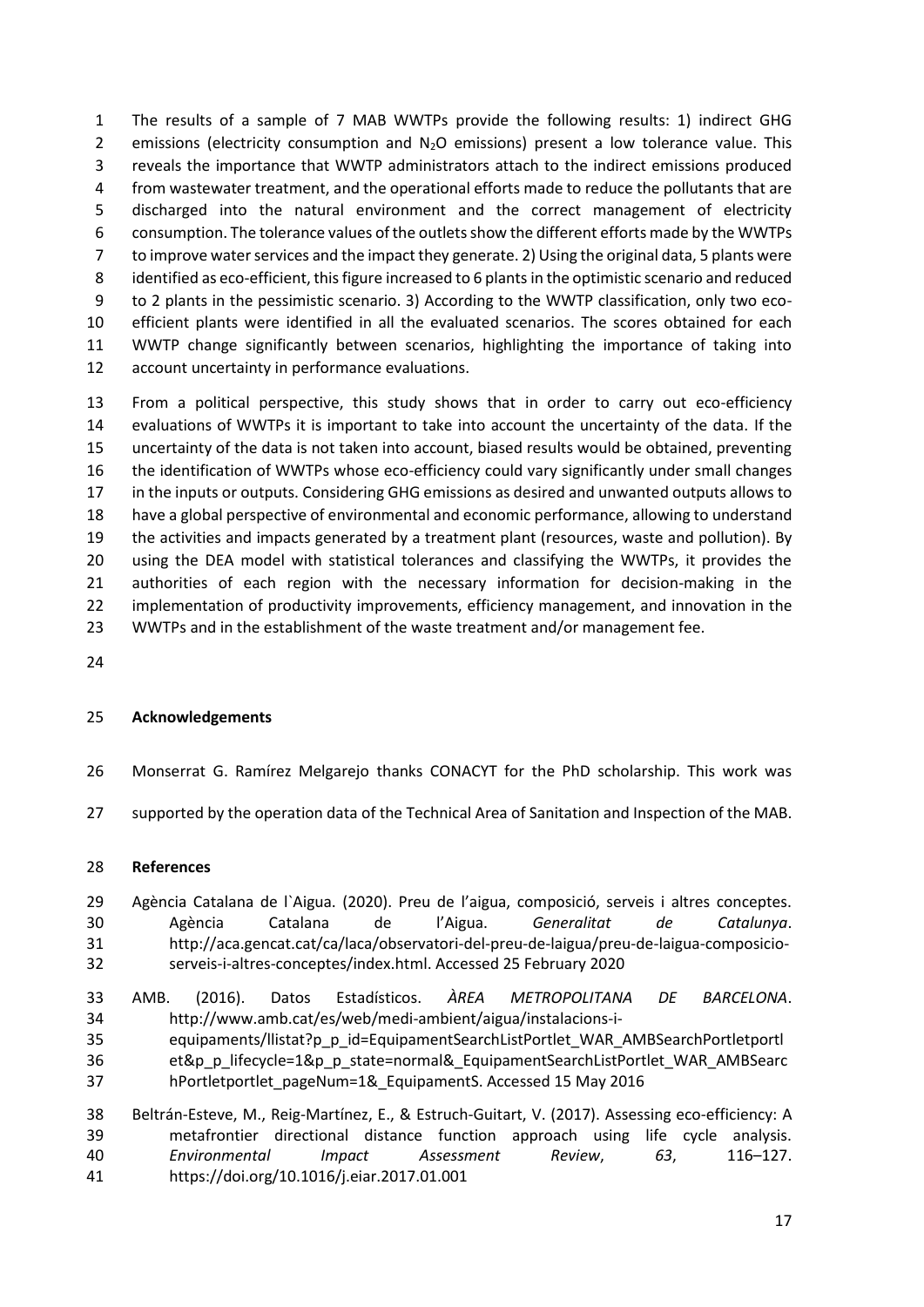The results of a sample of 7 MAB WWTPs provide the following results: 1) indirect GHG emissions (electricity consumption and $N_2O$ emissions) present a low tolerance value. This reveals the importance that WWTP administrators attach to the indirect emissions produced from wastewater treatment, and the operational efforts made to reduce the pollutants that are discharged into the natural environment and the correct management of electricity consumption. The tolerance values of the outlets show the different efforts made by the WWTPs to improve water services and the impact they generate. 2) Using the original data, 5 plants were identified as eco-efficient, this figure increased to 6 plants in the optimistic scenario and reduced to 2 plants in the pessimistic scenario. 3) According to the WWTP classification, only two eco-efficient plants were identified in all the evaluated scenarios. The scores obtained for each WWTP change significantly between scenarios, highlighting the importance of taking into account uncertainty in performance evaluations.

From a political perspective, this study shows that in order to carry out eco-efficiency evaluations of WWTPs it is important to take into account the uncertainty of the data. If the uncertainty of the data is not taken into account, biased results would be obtained, preventing the identification of WWTPs whose eco-efficiency could vary significantly under small changes in the inputs or outputs. Considering GHG emissions as desired and unwanted outputs allows to have a global perspective of environmental and economic performance, allowing to understand the activities and impacts generated by a treatment plant (resources, waste and pollution). By using the DEA model with statistical tolerances and classifying the WWTPs, it provides the authorities of each region with the necessary information for decision-making in the implementation of productivity improvements, efficiency management, and innovation in the WWTPs and in the establishment of the waste treatment and/or management fee.

## Acknowledgements

Monserrat G. Ramírez Melgarejo thanks CONACYT for the PhD scholarship. This work was supported by the operation data of the Technical Area of Sanitation and Inspection of the MAB.

## References

Agència Catalana de l`Aigua. (2020). Preu de l'aigua, composició, serveis i altres conceptes. Agència Catalana de l'Aigua. *Generalitat de Catalunya*. http://aca.gencat.cat/ca/laca/observatori-del-preu-de-laigua/preu-de-laigua-composicio-serveis-i-altres-conceptes/index.html. Accessed 25 February 2020

AMB. (2016). Datos Estadísticos. *ÀREA METROPOLITANA DE BARCELONA*. http://www.amb.cat/es/web/medi-ambient/aigua/instalacions-i-equipaments/llistat?p_p_id=EquipamentSearchListPortlet_WAR_AMBSearchPortletportlet&p_p_lifecycle=1&p_p_state=normal&_EquipamentSearchListPortlet_WAR_AMBSearchPortletportlet_pageNum=1&_EquipamentS. Accessed 15 May 2016

Beltrán-Esteve, M., Reig-Martínez, E., & Estruch-Guitart, V. (2017). Assessing eco-efficiency: A metafrontier directional distance function approach using life cycle analysis. *Environmental Impact Assessment Review*, *63*, 116–127. https://doi.org/10.1016/j.eiar.2017.01.001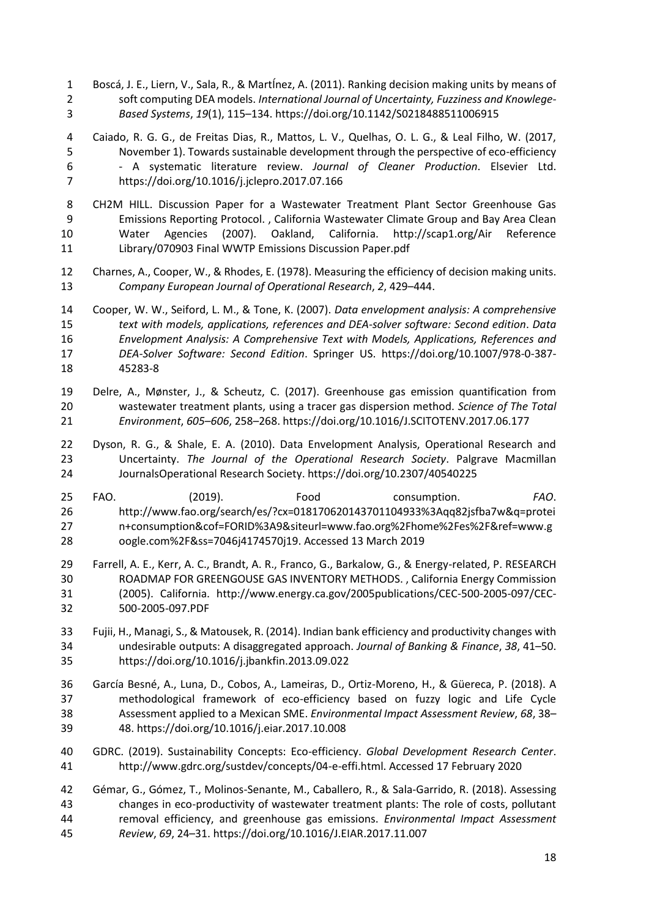Boscá, J. E., Liern, V., Sala, R., & MartÍnez, A. (2011). Ranking decision making units by means of soft computing DEA models. *International Journal of Uncertainty, Fuzziness and Knowlege-Based Systems*, *19*(1), 115–134. https://doi.org/10.1142/S0218488511006915

Caiado, R. G. G., de Freitas Dias, R., Mattos, L. V., Quelhas, O. L. G., & Leal Filho, W. (2017, November 1). Towards sustainable development through the perspective of eco-efficiency - A systematic literature review. *Journal of Cleaner Production*. Elsevier Ltd. https://doi.org/10.1016/j.jclepro.2017.07.166

CH2M HILL. Discussion Paper for a Wastewater Treatment Plant Sector Greenhouse Gas Emissions Reporting Protocol. , California Wastewater Climate Group and Bay Area Clean Water Agencies (2007). Oakland, California. http://scap1.org/Air Reference Library/070903 Final WWTP Emissions Discussion Paper.pdf

Charnes, A., Cooper, W., & Rhodes, E. (1978). Measuring the efficiency of decision making units. *Company European Journal of Operational Research*, *2*, 429–444.

Cooper, W. W., Seiford, L. M., & Tone, K. (2007). *Data envelopment analysis: A comprehensive text with models, applications, references and DEA-solver software: Second edition*. *Data Envelopment Analysis: A Comprehensive Text with Models, Applications, References and DEA-Solver Software: Second Edition*. Springer US. https://doi.org/10.1007/978-0-387-45283-8

Delre, A., Mønster, J., & Scheutz, C. (2017). Greenhouse gas emission quantification from wastewater treatment plants, using a tracer gas dispersion method. *Science of The Total Environment*, *605–606*, 258–268. https://doi.org/10.1016/J.SCITOTENV.2017.06.177

Dyson, R. G., & Shale, E. A. (2010). Data Envelopment Analysis, Operational Research and Uncertainty. *The Journal of the Operational Research Society*. Palgrave Macmillan JournalsOperational Research Society. https://doi.org/10.2307/40540225

FAO. (2019). Food consumption. *FAO*. http://www.fao.org/search/es/?cx=018170620143701104933%3Aqq82jsfba7w&q=protein+consumption&cof=FORID%3A9&siteurl=www.fao.org%2Fhome%2Fes%2F&ref=www.google.com%2F&ss=7046j4174570j19. Accessed 13 March 2019

Farrell, A. E., Kerr, A. C., Brandt, A. R., Franco, G., Barkalow, G., & Energy-related, P. RESEARCH ROADMAP FOR GREENGOUSE GAS INVENTORY METHODS. , California Energy Commission (2005). California. http://www.energy.ca.gov/2005publications/CEC-500-2005-097/CEC-500-2005-097.PDF

Fujii, H., Managi, S., & Matousek, R. (2014). Indian bank efficiency and productivity changes with undesirable outputs: A disaggregated approach. *Journal of Banking & Finance*, *38*, 41–50. https://doi.org/10.1016/j.jbankfin.2013.09.022

García Besné, A., Luna, D., Cobos, A., Lameiras, D., Ortiz-Moreno, H., & Güereca, P. (2018). A methodological framework of eco-efficiency based on fuzzy logic and Life Cycle Assessment applied to a Mexican SME. *Environmental Impact Assessment Review*, *68*, 38–48. https://doi.org/10.1016/j.eiar.2017.10.008

GDRC. (2019). Sustainability Concepts: Eco-efficiency. *Global Development Research Center*. http://www.gdrc.org/sustdev/concepts/04-e-effi.html. Accessed 17 February 2020

Gémar, G., Gómez, T., Molinos-Senante, M., Caballero, R., & Sala-Garrido, R. (2018). Assessing changes in eco-productivity of wastewater treatment plants: The role of costs, pollutant removal efficiency, and greenhouse gas emissions. *Environmental Impact Assessment Review*, *69*, 24–31. https://doi.org/10.1016/J.EIAR.2017.11.007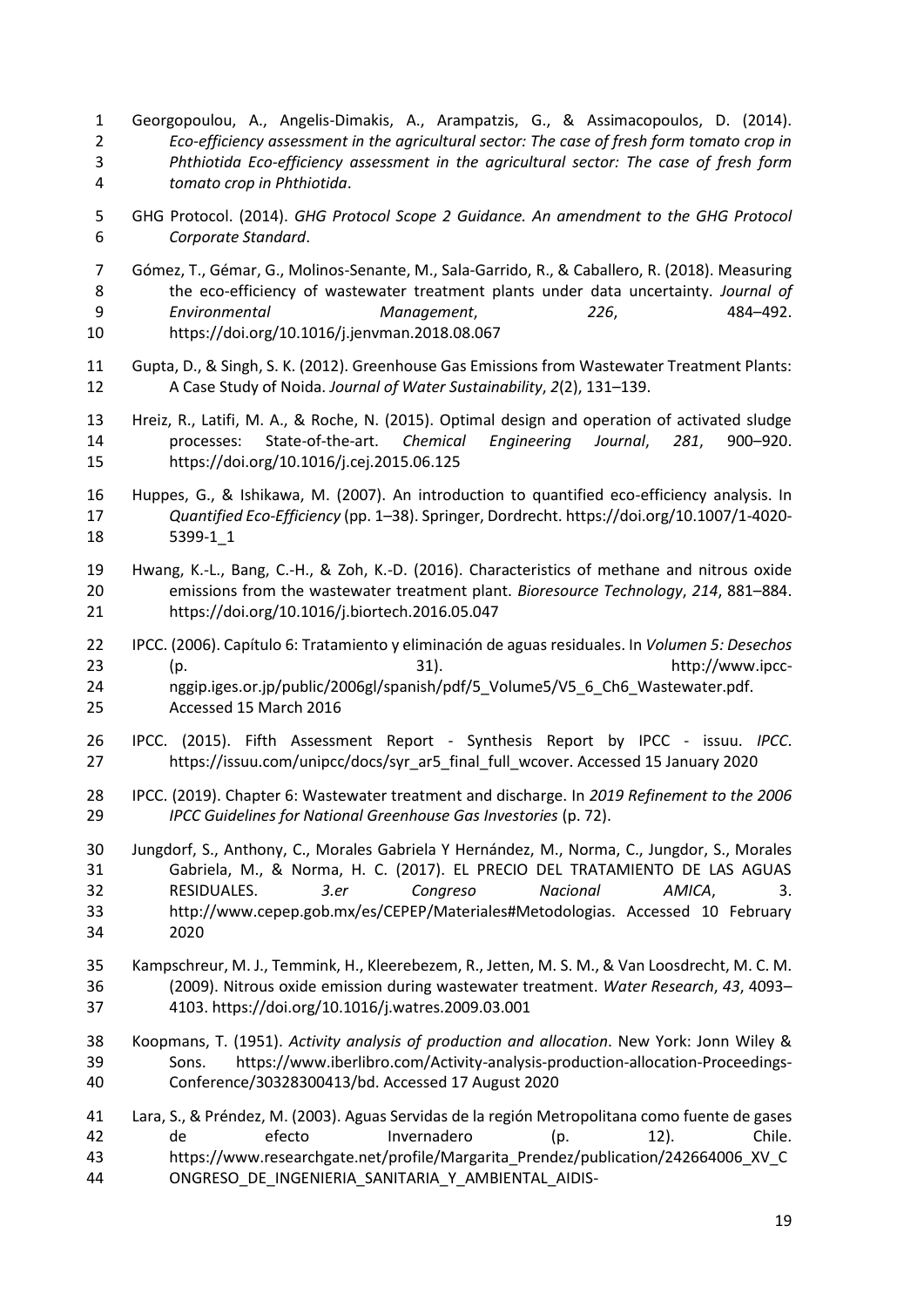Georgopoulou, A., Angelis-Dimakis, A., Arampatzis, G., & Assimacopoulos, D. (2014). *Eco-efficiency assessment in the agricultural sector: The case of fresh form tomato crop in Phthiotida Eco-efficiency assessment in the agricultural sector: The case of fresh form tomato crop in Phthiotida*.

GHG Protocol. (2014). *GHG Protocol Scope 2 Guidance. An amendment to the GHG Protocol Corporate Standard*.

Gómez, T., Gémar, G., Molinos-Senante, M., Sala-Garrido, R., & Caballero, R. (2018). Measuring the eco-efficiency of wastewater treatment plants under data uncertainty. *Journal of Environmental Management*, *226*, 484–492. https://doi.org/10.1016/j.jenvman.2018.08.067

Gupta, D., & Singh, S. K. (2012). Greenhouse Gas Emissions from Wastewater Treatment Plants: A Case Study of Noida. *Journal of Water Sustainability*, *2*(2), 131–139.

Hreiz, R., Latifi, M. A., & Roche, N. (2015). Optimal design and operation of activated sludge processes: State-of-the-art. *Chemical Engineering Journal*, *281*, 900–920. https://doi.org/10.1016/j.cej.2015.06.125

Huppes, G., & Ishikawa, M. (2007). An introduction to quantified eco-efficiency analysis. In *Quantified Eco-Efficiency* (pp. 1–38). Springer, Dordrecht. https://doi.org/10.1007/1-4020-5399-1_1

Hwang, K.-L., Bang, C.-H., & Zoh, K.-D. (2016). Characteristics of methane and nitrous oxide emissions from the wastewater treatment plant. *Bioresource Technology*, *214*, 881–884. https://doi.org/10.1016/j.biortech.2016.05.047

IPCC. (2006). Capítulo 6: Tratamiento y eliminación de aguas residuales. In *Volumen 5: Desechos* (p. 31). http://www.ipcc-nggip.iges.or.jp/public/2006gl/spanish/pdf/5_Volume5/V5_6_Ch6_Wastewater.pdf. Accessed 15 March 2016

IPCC. (2015). Fifth Assessment Report - Synthesis Report by IPCC - issuu. *IPCC*. https://issuu.com/unipcc/docs/syr_ar5_final_full_wcover. Accessed 15 January 2020

IPCC. (2019). Chapter 6: Wastewater treatment and discharge. In *2019 Refinement to the 2006 IPCC Guidelines for National Greenhouse Gas Investories* (p. 72).

Jungdorf, S., Anthony, C., Morales Gabriela Y Hernández, M., Norma, C., Jungdor, S., Morales Gabriela, M., & Norma, H. C. (2017). EL PRECIO DEL TRATAMIENTO DE LAS AGUAS RESIDUALES. *3.er Congreso Nacional AMICA*, 3. http://www.cepep.gob.mx/es/CEPEP/Materiales#Metodologias. Accessed 10 February 2020

Kampschreur, M. J., Temmink, H., Kleerebezem, R., Jetten, M. S. M., & Van Loosdrecht, M. C. M. (2009). Nitrous oxide emission during wastewater treatment. *Water Research*, *43*, 4093–4103. https://doi.org/10.1016/j.watres.2009.03.001

Koopmans, T. (1951). *Activity analysis of production and allocation*. New York: Jonn Wiley & Sons. https://www.iberlibro.com/Activity-analysis-production-allocation-Proceedings-Conference/30328300413/bd. Accessed 17 August 2020

Lara, S., & Préndez, M. (2003). Aguas Servidas de la región Metropolitana como fuente de gases de efecto Invernadero (p. 12). Chile. https://www.researchgate.net/profile/Margarita_Prendez/publication/242664006_XV_CONGRESO_DE_INGENIERIA_SANITARIA_Y_AMBIENTAL_AIDIS-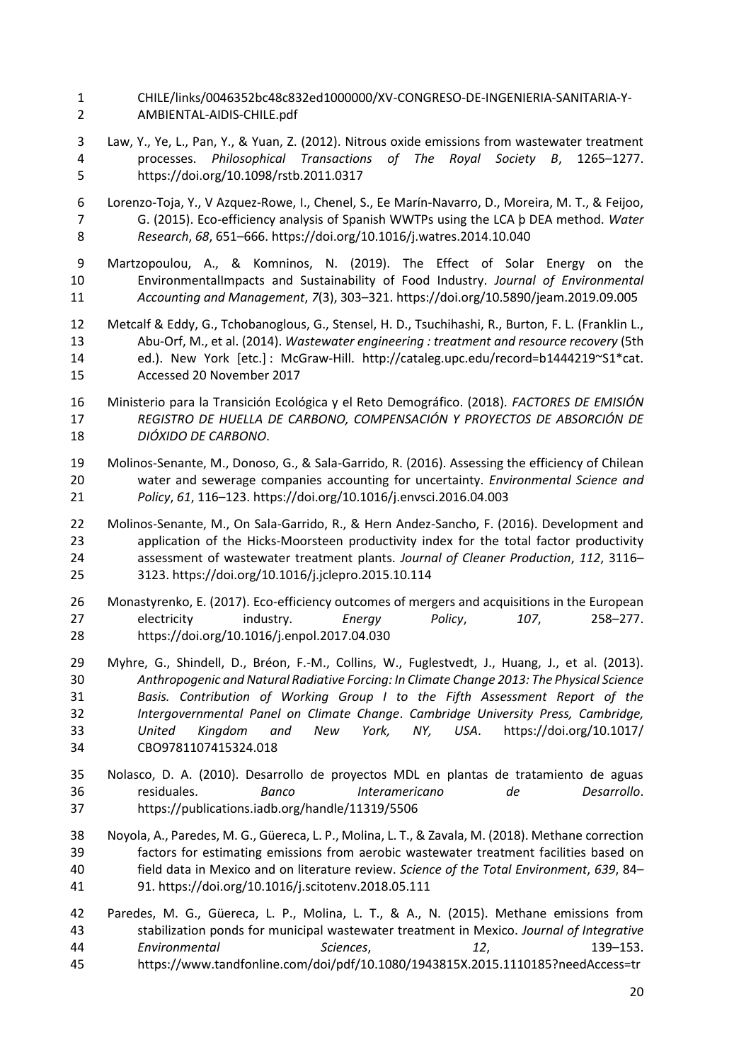CHILE/links/0046352bc48c832ed1000000/XV-CONGRESO-DE-INGENIERIA-SANITARIA-Y-AMBIENTAL-AIDIS-CHILE.pdf

Law, Y., Ye, L., Pan, Y., & Yuan, Z. (2012). Nitrous oxide emissions from wastewater treatment processes. *Philosophical Transactions of The Royal Society B*, 1265–1277. https://doi.org/10.1098/rstb.2011.0317

Lorenzo-Toja, Y., V Azquez-Rowe, I., Chenel, S., Ee Marín-Navarro, D., Moreira, M. T., & Feijoo, G. (2015). Eco-efficiency analysis of Spanish WWTPs using the LCA þ DEA method. *Water Research*, *68*, 651–666. https://doi.org/10.1016/j.watres.2014.10.040

Martzopoulou, A., & Komninos, N. (2019). The Effect of Solar Energy on the EnvironmentalImpacts and Sustainability of Food Industry. *Journal of Environmental Accounting and Management*, *7*(3), 303–321. https://doi.org/10.5890/jeam.2019.09.005

Metcalf & Eddy, G., Tchobanoglous, G., Stensel, H. D., Tsuchihashi, R., Burton, F. L. (Franklin L., Abu-Orf, M., et al. (2014). *Wastewater engineering : treatment and resource recovery* (5th ed.). New York [etc.] : McGraw-Hill. http://cataleg.upc.edu/record=b1444219~S1*cat. Accessed 20 November 2017

Ministerio para la Transición Ecológica y el Reto Demográfico. (2018). *FACTORES DE EMISIÓN REGISTRO DE HUELLA DE CARBONO, COMPENSACIÓN Y PROYECTOS DE ABSORCIÓN DE DIÓXIDO DE CARBONO*.

Molinos-Senante, M., Donoso, G., & Sala-Garrido, R. (2016). Assessing the efficiency of Chilean water and sewerage companies accounting for uncertainty. *Environmental Science and Policy*, *61*, 116–123. https://doi.org/10.1016/j.envsci.2016.04.003

Molinos-Senante, M., On Sala-Garrido, R., & Hern Andez-Sancho, F. (2016). Development and application of the Hicks-Moorsteen productivity index for the total factor productivity assessment of wastewater treatment plants. *Journal of Cleaner Production*, *112*, 3116–3123. https://doi.org/10.1016/j.jclepro.2015.10.114

Monastyrenko, E. (2017). Eco-efficiency outcomes of mergers and acquisitions in the European electricity industry. *Energy Policy*, *107*, 258–277. https://doi.org/10.1016/j.enpol.2017.04.030

Myhre, G., Shindell, D., Bréon, F.-M., Collins, W., Fuglestvedt, J., Huang, J., et al. (2013). *Anthropogenic and Natural Radiative Forcing: In Climate Change 2013: The Physical Science Basis. Contribution of Working Group I to the Fifth Assessment Report of the Intergovernmental Panel on Climate Change*. *Cambridge University Press, Cambridge, United Kingdom and New York, NY, USA*. https://doi.org/10.1017/CBO9781107415324.018

Nolasco, D. A. (2010). Desarrollo de proyectos MDL en plantas de tratamiento de aguas residuales. *Banco Interamericano de Desarrollo*. https://publications.iadb.org/handle/11319/5506

Noyola, A., Paredes, M. G., Güereca, L. P., Molina, L. T., & Zavala, M. (2018). Methane correction factors for estimating emissions from aerobic wastewater treatment facilities based on field data in Mexico and on literature review. *Science of the Total Environment*, *639*, 84–91. https://doi.org/10.1016/j.scitotenv.2018.05.111

Paredes, M. G., Güereca, L. P., Molina, L. T., & A., N. (2015). Methane emissions from stabilization ponds for municipal wastewater treatment in Mexico. *Journal of Integrative Environmental Sciences*, *12*, 139–153. https://www.tandfonline.com/doi/pdf/10.1080/1943815X.2015.1110185?needAccess=tr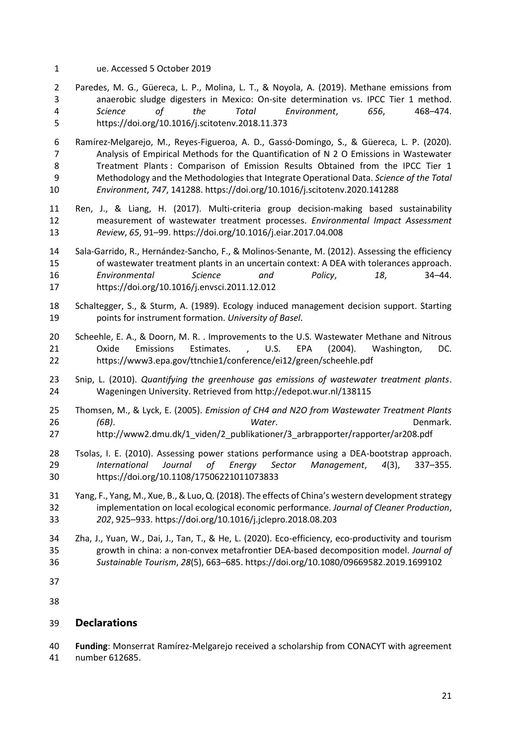ue. Accessed 5 October 2019

Paredes, M. G., Güereca, L. P., Molina, L. T., & Noyola, A. (2019). Methane emissions from anaerobic sludge digesters in Mexico: On-site determination vs. IPCC Tier 1 method. *Science of the Total Environment*, *656*, 468–474. https://doi.org/10.1016/j.scitotenv.2018.11.373

Ramírez-Melgarejo, M., Reyes-Figueroa, A. D., Gassó-Domingo, S., & Güereca, L. P. (2020). Analysis of Empirical Methods for the Quantification of N 2 O Emissions in Wastewater Treatment Plants : Comparison of Emission Results Obtained from the IPCC Tier 1 Methodology and the Methodologies that Integrate Operational Data. *Science of the Total Environment*, *747*, 141288. https://doi.org/10.1016/j.scitotenv.2020.141288

Ren, J., & Liang, H. (2017). Multi-criteria group decision-making based sustainability measurement of wastewater treatment processes. *Environmental Impact Assessment Review*, *65*, 91–99. https://doi.org/10.1016/j.eiar.2017.04.008

Sala-Garrido, R., Hernández-Sancho, F., & Molinos-Senante, M. (2012). Assessing the efficiency of wastewater treatment plants in an uncertain context: A DEA with tolerances approach. *Environmental Science and Policy*, *18*, 34–44. https://doi.org/10.1016/j.envsci.2011.12.012

Schaltegger, S., & Sturm, A. (1989). Ecology induced management decision support. Starting points for instrument formation. *University of Basel*.

Scheehle, E. A., & Doorn, M. R. . Improvements to the U.S. Wastewater Methane and Nitrous Oxide Emissions Estimates. , U.S. EPA (2004). Washington, DC. https://www3.epa.gov/ttnchie1/conference/ei12/green/scheehle.pdf

Snip, L. (2010). *Quantifying the greenhouse gas emissions of wastewater treatment plants*. Wageningen University. Retrieved from http://edepot.wur.nl/138115

Thomsen, M., & Lyck, E. (2005). *Emission of CH4 and N2O from Wastewater Treatment Plants (6B)*. *Water*. Denmark. http://www2.dmu.dk/1_viden/2_publikationer/3_arbrapporter/rapporter/ar208.pdf

Tsolas, I. E. (2010). Assessing power stations performance using a DEA-bootstrap approach. *International Journal of Energy Sector Management*, *4*(3), 337–355. https://doi.org/10.1108/17506221011073833

Yang, F., Yang, M., Xue, B., & Luo, Q. (2018). The effects of China's western development strategy implementation on local ecological economic performance. *Journal of Cleaner Production*, *202*, 925–933. https://doi.org/10.1016/j.jclepro.2018.08.203

Zha, J., Yuan, W., Dai, J., Tan, T., & He, L. (2020). Eco-efficiency, eco-productivity and tourism growth in china: a non-convex metafrontier DEA-based decomposition model. *Journal of Sustainable Tourism*, *28*(5), 663–685. https://doi.org/10.1080/09669582.2019.1699102

## Declarations

**Funding**: Monserrat Ramírez-Melgarejo received a scholarship from CONACYT with agreement number 612685.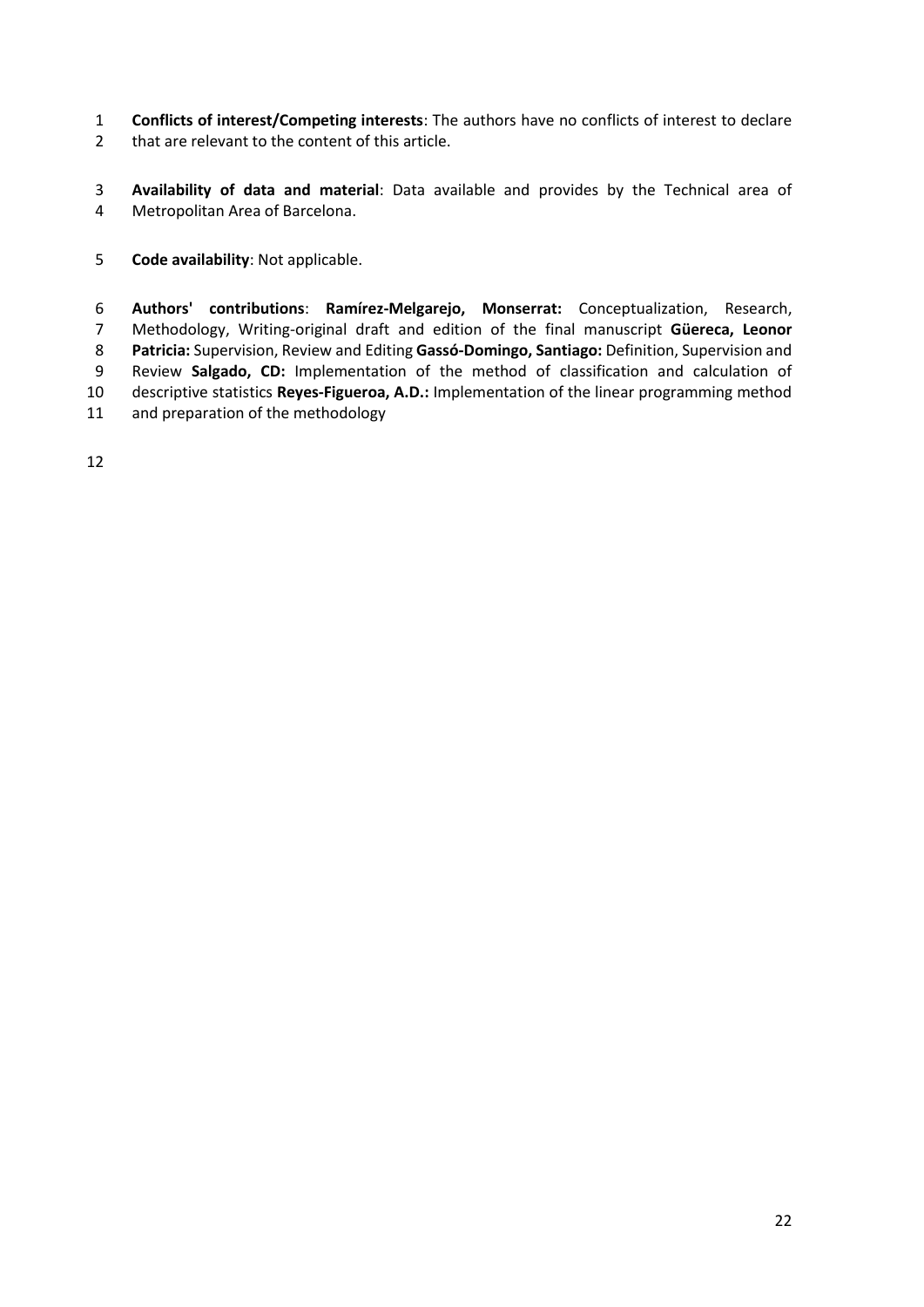**Conflicts of interest/Competing interests**: The authors have no conflicts of interest to declare that are relevant to the content of this article.

**Availability of data and material**: Data available and provides by the Technical area of Metropolitan Area of Barcelona.

**Code availability**: Not applicable.

**Authors' contributions**: **Ramírez-Melgarejo, Monserrat:** Conceptualization, Research, Methodology, Writing-original draft and edition of the final manuscript **Güereca, Leonor Patricia:** Supervision, Review and Editing **Gassó-Domingo, Santiago:** Definition, Supervision and Review **Salgado, CD:** Implementation of the method of classification and calculation of descriptive statistics **Reyes-Figueroa, A.D.:** Implementation of the linear programming method and preparation of the methodology